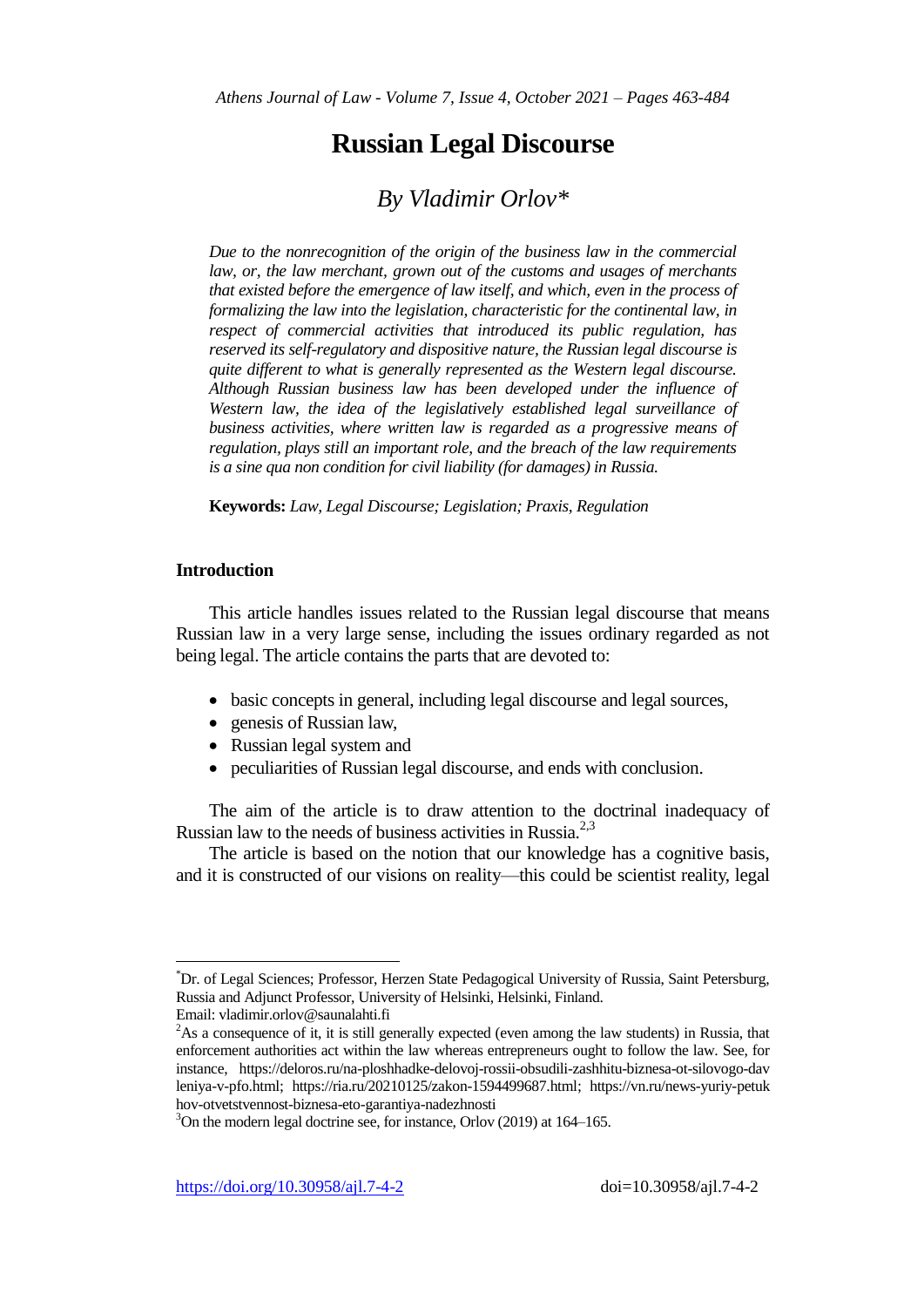# Russian Legal Discourse

## *By Vladimir Orlov**

*Due to the nonrecognition of the origin of the business law in the commercial law, or, the law merchant, grown out of the customs and usages of merchants that existed before the emergence of law itself, and which, even in the process of formalizing the law into the legislation, characteristic for the continental law, in respect of commercial activities that introduced its public regulation, has reserved its self-regulatory and dispositive nature, the Russian legal discourse is quite different to what is generally represented as the Western legal discourse. Although Russian business law has been developed under the influence of Western law, the idea of the legislatively established legal surveillance of business activities, where written law is regarded as a progressive means of regulation, plays still an important role, and the breach of the law requirements is a sine qua non condition for civil liability (for damages) in Russia.*

**Keywords:** *Law, Legal Discourse; Legislation; Praxis, Regulation*

### Introduction

This article handles issues related to the Russian legal discourse that means Russian law in a very large sense, including the issues ordinary regarded as not being legal. The article contains the parts that are devoted to:

- basic concepts in general, including legal discourse and legal sources,
- genesis of Russian law,
- Russian legal system and
- peculiarities of Russian legal discourse, and ends with conclusion.

The aim of the article is to draw attention to the doctrinal inadequacy of Russian law to the needs of business activities in Russia.[2,3]

The article is based on the notion that our knowledge has a cognitive basis, and it is constructed of our visions on reality—this could be scientist reality, legal

---

*Dr. of Legal Sciences; Professor, Herzen State Pedagogical University of Russia, Saint Petersburg, Russia and Adjunct Professor, University of Helsinki, Helsinki, Finland.
Email: vladimir.orlov@saunalahti.fi

[2]As a consequence of it, it is still generally expected (even among the law students) in Russia, that enforcement authorities act within the law whereas entrepreneurs ought to follow the law. See, for instance, https://deloros.ru/na-ploshhadke-delovoj-rossii-obsudili-zashhitu-biznesa-ot-silovogo-davleniya-v-pfo.html; https://ria.ru/20210125/zakon-1594499687.html; https://vn.ru/news-yuriy-petukhov-otvetstvennost-biznesa-eto-garantiya-nadezhnosti

[3]On the modern legal doctrine see, for instance, Orlov (2019) at 164–165.

https://doi.org/10.30958/ajl.7-4-2 doi=10.30958/ajl.7-4-2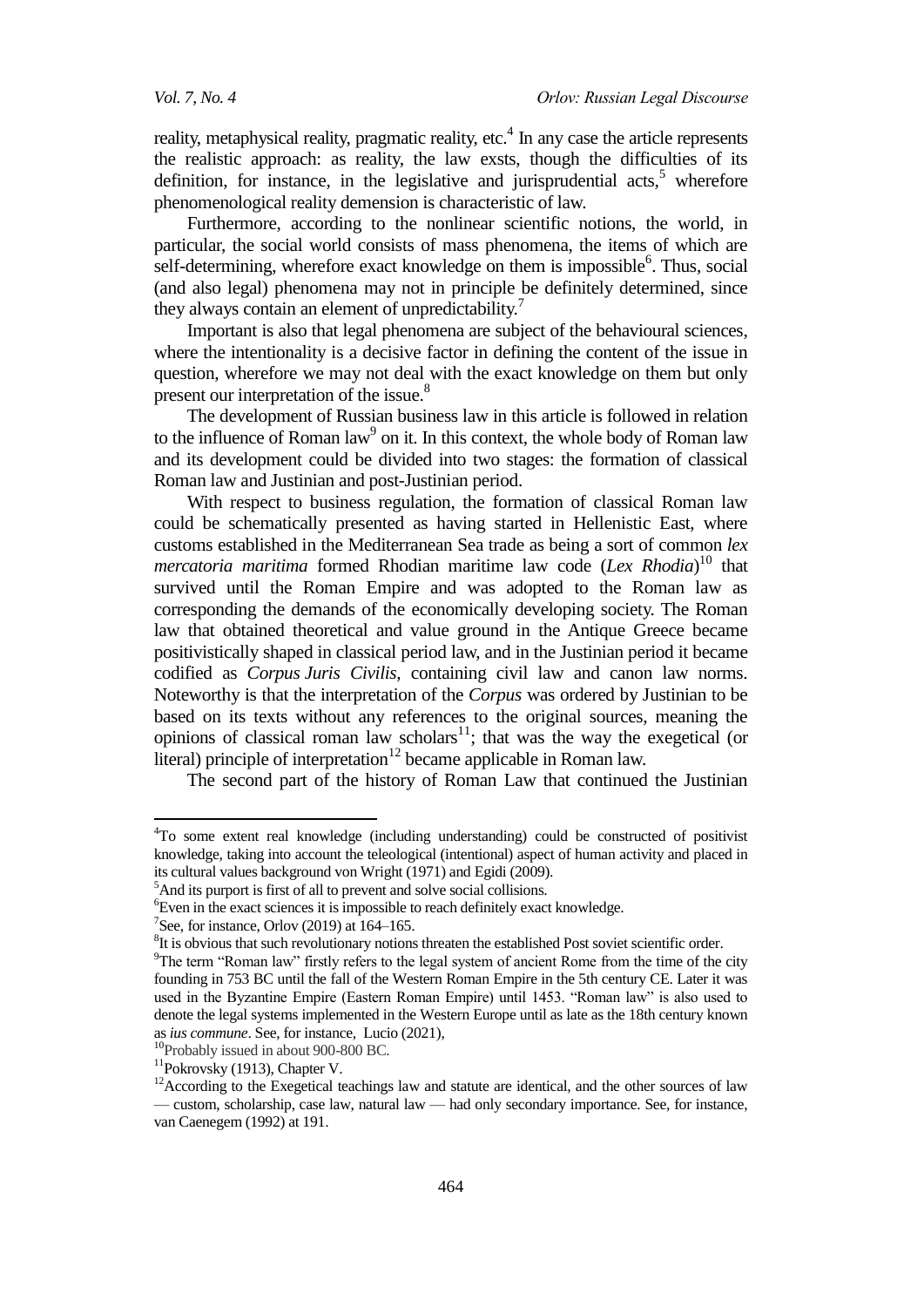reality, metaphysical reality, pragmatic reality, etc.[4] In any case the article represents the realistic approach: as reality, the law exsts, though the difficulties of its definition, for instance, in the legislative and jurisprudential acts,[5] wherefore phenomenological reality demension is characteristic of law.

Furthermore, according to the nonlinear scientific notions, the world, in particular, the social world consists of mass phenomena, the items of which are self-determining, wherefore exact knowledge on them is impossible[6]. Thus, social (and also legal) phenomena may not in principle be definitely determined, since they always contain an element of unpredictability.[7]

Important is also that legal phenomena are subject of the behavioural sciences, where the intentionality is a decisive factor in defining the content of the issue in question, wherefore we may not deal with the exact knowledge on them but only present our interpretation of the issue.[8]

The development of Russian business law in this article is followed in relation to the influence of Roman law[9] on it. In this context, the whole body of Roman law and its development could be divided into two stages: the formation of classical Roman law and Justinian and post-Justinian period.

With respect to business regulation, the formation of classical Roman law could be schematically presented as having started in Hellenistic East, where customs established in the Mediterranean Sea trade as being a sort of common *lex mercatoria maritima* formed Rhodian maritime law code (*Lex Rhodia*)[10] that survived until the Roman Empire and was adopted to the Roman law as corresponding the demands of the economically developing society. The Roman law that obtained theoretical and value ground in the Antique Greece became positivistically shaped in classical period law, and in the Justinian period it became codified as *Corpus Juris Civilis*, containing civil law and canon law norms. Noteworthy is that the interpretation of the *Corpus* was ordered by Justinian to be based on its texts without any references to the original sources, meaning the opinions of classical roman law scholars[11]; that was the way the exegetical (or literal) principle of interpretation[12] became applicable in Roman law.

The second part of the history of Roman Law that continued the Justinian

---

[4]To some extent real knowledge (including understanding) could be constructed of positivist knowledge, taking into account the teleological (intentional) aspect of human activity and placed in its cultural values background von Wright (1971) and Egidi (2009).

[5]And its purport is first of all to prevent and solve social collisions.

[6]Even in the exact sciences it is impossible to reach definitely exact knowledge.

[7]See, for instance, Orlov (2019) at 164–165.

[8]It is obvious that such revolutionary notions threaten the established Post soviet scientific order.

[9]The term "Roman law" firstly refers to the legal system of ancient Rome from the time of the city founding in 753 BC until the fall of the Western Roman Empire in the 5th century CE. Later it was used in the Byzantine Empire (Eastern Roman Empire) until 1453. "Roman law" is also used to denote the legal systems implemented in the Western Europe until as late as the 18th century known as *ius commune*. See, for instance, Lucio (2021),

[10]Probably issued in about 900-800 BC.

[11]Pokrovsky (1913), Chapter V.

[12]According to the Exegetical teachings law and statute are identical, and the other sources of law — custom, scholarship, case law, natural law — had only secondary importance. See, for instance, van Caenegem (1992) at 191.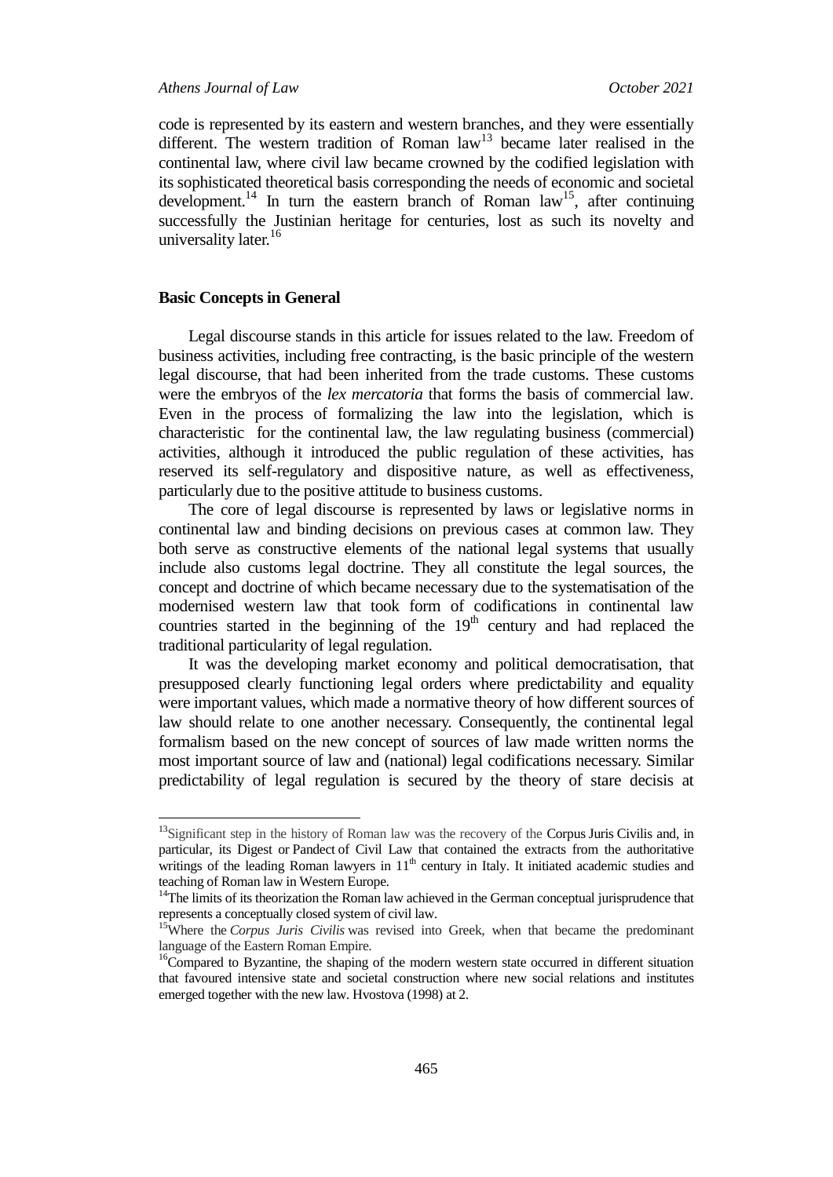code is represented by its eastern and western branches, and they were essentially different. The western tradition of Roman law[13] became later realised in the continental law, where civil law became crowned by the codified legislation with its sophisticated theoretical basis corresponding the needs of economic and societal development.[14] In turn the eastern branch of Roman law[15], after continuing successfully the Justinian heritage for centuries, lost as such its novelty and universality later.[16]

## Basic Concepts in General

Legal discourse stands in this article for issues related to the law. Freedom of business activities, including free contracting, is the basic principle of the western legal discourse, that had been inherited from the trade customs. These customs were the embryos of the *lex mercatoria* that forms the basis of commercial law. Even in the process of formalizing the law into the legislation, which is characteristic for the continental law, the law regulating business (commercial) activities, although it introduced the public regulation of these activities, has reserved its self-regulatory and dispositive nature, as well as effectiveness, particularly due to the positive attitude to business customs.

The core of legal discourse is represented by laws or legislative norms in continental law and binding decisions on previous cases at common law. They both serve as constructive elements of the national legal systems that usually include also customs legal doctrine. They all constitute the legal sources, the concept and doctrine of which became necessary due to the systematisation of the modernised western law that took form of codifications in continental law countries started in the beginning of the 19th century and had replaced the traditional particularity of legal regulation.

It was the developing market economy and political democratisation, that presupposed clearly functioning legal orders where predictability and equality were important values, which made a normative theory of how different sources of law should relate to one another necessary. Consequently, the continental legal formalism based on the new concept of sources of law made written norms the most important source of law and (national) legal codifications necessary. Similar predictability of legal regulation is secured by the theory of stare decisis at

---

[13] Significant step in the history of Roman law was the recovery of the Corpus Juris Civilis and, in particular, its Digest or Pandect of Civil Law that contained the extracts from the authoritative writings of the leading Roman lawyers in 11th century in Italy. It initiated academic studies and teaching of Roman law in Western Europe.

[14] The limits of its theorization the Roman law achieved in the German conceptual jurisprudence that represents a conceptually closed system of civil law.

[15] Where the *Corpus Juris Civilis* was revised into Greek, when that became the predominant language of the Eastern Roman Empire.

[16] Compared to Byzantine, the shaping of the modern western state occurred in different situation that favoured intensive state and societal construction where new social relations and institutes emerged together with the new law. Hvostova (1998) at 2.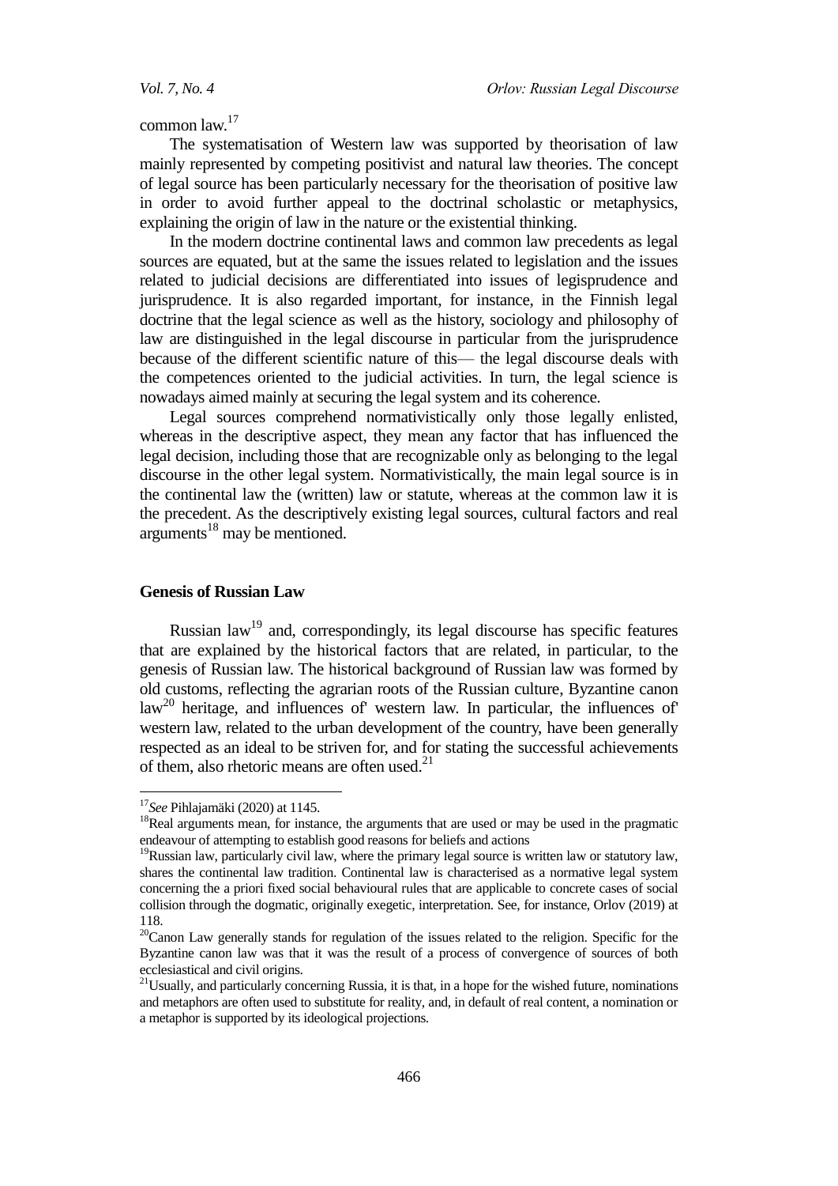common law.[17]

The systematisation of Western law was supported by theorisation of law mainly represented by competing positivist and natural law theories. The concept of legal source has been particularly necessary for the theorisation of positive law in order to avoid further appeal to the doctrinal scholastic or metaphysics, explaining the origin of law in the nature or the existential thinking.

In the modern doctrine continental laws and common law precedents as legal sources are equated, but at the same the issues related to legislation and the issues related to judicial decisions are differentiated into issues of legisprudence and jurisprudence. It is also regarded important, for instance, in the Finnish legal doctrine that the legal science as well as the history, sociology and philosophy of law are distinguished in the legal discourse in particular from the jurisprudence because of the different scientific nature of this— the legal discourse deals with the competences oriented to the judicial activities. In turn, the legal science is nowadays aimed mainly at securing the legal system and its coherence.

Legal sources comprehend normativistically only those legally enlisted, whereas in the descriptive aspect, they mean any factor that has influenced the legal decision, including those that are recognizable only as belonging to the legal discourse in the other legal system. Normativistically, the main legal source is in the continental law the (written) law or statute, whereas at the common law it is the precedent. As the descriptively existing legal sources, cultural factors and real arguments[18] may be mentioned.

## Genesis of Russian Law

Russian law[19] and, correspondingly, its legal discourse has specific features that are explained by the historical factors that are related, in particular, to the genesis of Russian law. The historical background of Russian law was formed by old customs, reflecting the agrarian roots of the Russian culture, Byzantine canon law[20] heritage, and influences of' western law. In particular, the influences of' western law, related to the urban development of the country, have been generally respected as an ideal to be striven for, and for stating the successful achievements of them, also rhetoric means are often used.[21]

---

[17] *See* Pihlajamäki (2020) at 1145.

[18] Real arguments mean, for instance, the arguments that are used or may be used in the pragmatic endeavour of attempting to establish good reasons for beliefs and actions

[19] Russian law, particularly civil law, where the primary legal source is written law or statutory law, shares the continental law tradition. Continental law is characterised as a normative legal system concerning the a priori fixed social behavioural rules that are applicable to concrete cases of social collision through the dogmatic, originally exegetic, interpretation. See, for instance, Orlov (2019) at 118.

[20] Canon Law generally stands for regulation of the issues related to the religion. Specific for the Byzantine canon law was that it was the result of a process of convergence of sources of both ecclesiastical and civil origins.

[21] Usually, and particularly concerning Russia, it is that, in a hope for the wished future, nominations and metaphors are often used to substitute for reality, and, in default of real content, a nomination or a metaphor is supported by its ideological projections.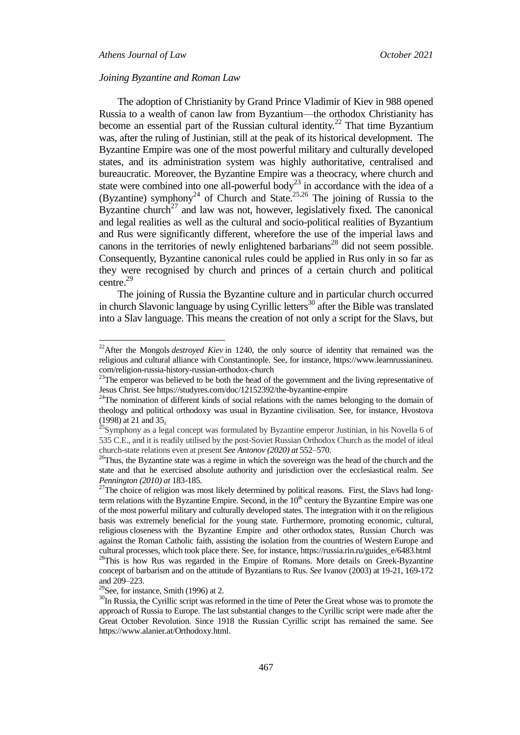*Joining Byzantine and Roman Law*

The adoption of Christianity by Grand Prince Vladimir of Kiev in 988 opened Russia to a wealth of canon law from Byzantium—the orthodox Christianity has become an essential part of the Russian cultural identity.[22] That time Byzantium was, after the ruling of Justinian, still at the peak of its historical development. The Byzantine Empire was one of the most powerful military and culturally developed states, and its administration system was highly authoritative, centralised and bureaucratic. Moreover, the Byzantine Empire was a theocracy, where church and state were combined into one all-powerful body[23] in accordance with the idea of a (Byzantine) symphony[24] of Church and State.[25,26] The joining of Russia to the Byzantine church[27] and law was not, however, legislatively fixed. The canonical and legal realities as well as the cultural and socio-political realities of Byzantium and Rus were significantly different, wherefore the use of the imperial laws and canons in the territories of newly enlightened barbarians[28] did not seem possible. Consequently, Byzantine canonical rules could be applied in Rus only in so far as they were recognised by church and princes of a certain church and political centre.[29]

The joining of Russia the Byzantine culture and in particular church occurred in church Slavonic language by using Cyrillic letters[30] after the Bible was translated into a Slav language. This means the creation of not only a script for the Slavs, but

---

[22]After the Mongols *destroyed Kiev* in 1240, the only source of identity that remained was the religious and cultural alliance with Constantinople. See, for instance, https://www.learnrussianineu.com/religion-russia-history-russian-orthodox-church

[23]The emperor was believed to be both the head of the government and the living representative of Jesus Christ. See https://studyres.com/doc/12152392/the-byzantine-empire

[24]The nomination of different kinds of social relations with the names belonging to the domain of theology and political orthodoxy was usual in Byzantine civilisation. See, for instance, Hvostova (1998) at 21 and 35.

[25]Symphony as a legal concept was formulated by Byzantine emperor Justinian, in his Novella 6 of 535 C.E., and it is readily utilised by the post-Soviet Russian Orthodox Church as the model of ideal church-state relations even at present *See Antonov (2020) at* 552–570.

[26]Thus, the Byzantine state was a regime in which the sovereign was the head of the church and the state and that he exercised absolute authority and jurisdiction over the ecclesiastical realm. *See Pennington (2010) at* 183-185.

[27]The choice of religion was most likely determined by political reasons. First, the Slavs had long-term relations with the Byzantine Empire. Second, in the 10th century the Byzantine Empire was one of the most powerful military and culturally developed states. The integration with it on the religious basis was extremely beneficial for the young state. Furthermore, promoting economic, cultural, religious closeness with the Byzantine Empire and other orthodox states, Russian Church was against the Roman Catholic faith, assisting the isolation from the countries of Western Europe and cultural processes, which took place there. See, for instance, https://russia.rin.ru/guides_e/6483.html

[28]This is how Rus was regarded in the Empire of Romans. More details on Greek-Byzantine concept of barbarism and on the attitude of Byzantians to Rus. *See* Ivanov (2003) at 19-21, 169-172 and 209–223.

[29]See, for instance, Smith (1996) at 2.

[30]In Russia, the Cyrillic script was reformed in the time of Peter the Great whose was to promote the approach of Russia to Europe. The last substantial changes to the Cyrillic script were made after the Great October Revolution. Since 1918 the Russian Cyrillic script has remained the same. See https://www.alanier.at/Orthodoxy.html.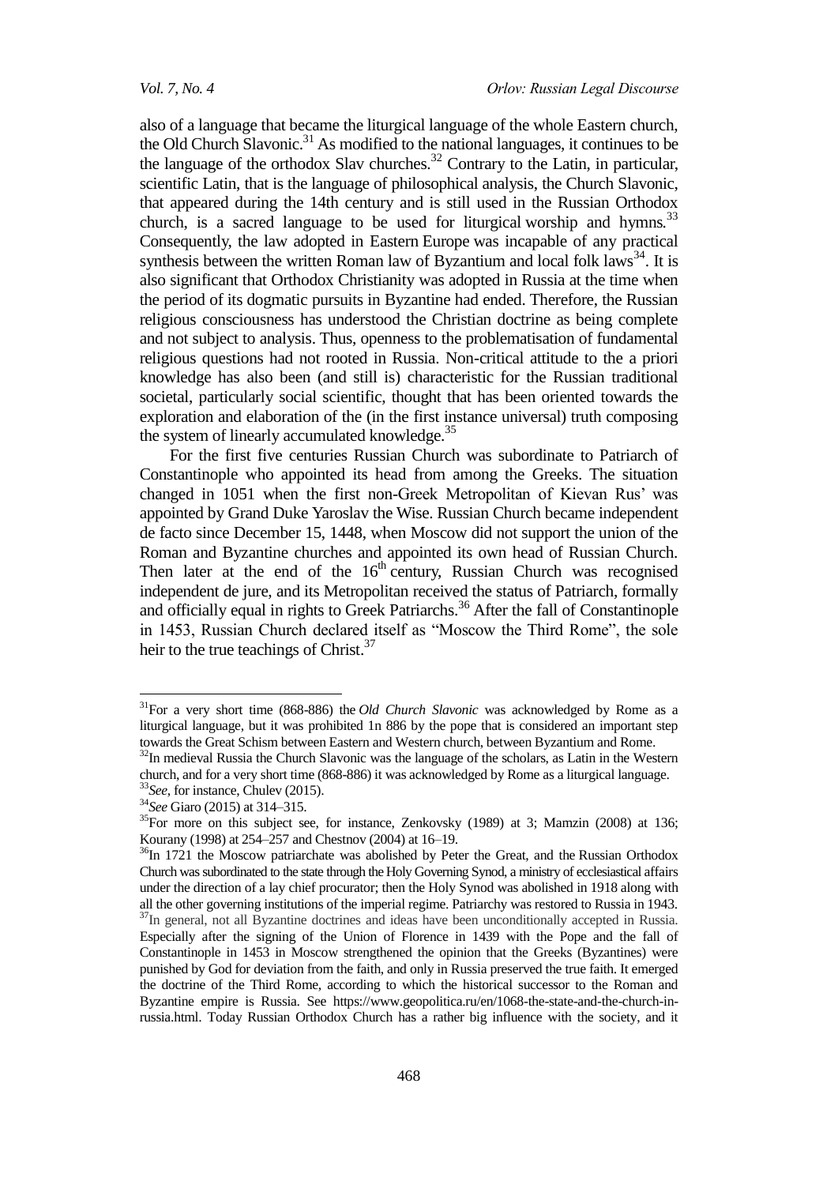also of a language that became the liturgical language of the whole Eastern church, the Old Church Slavonic.[31] As modified to the national languages, it continues to be the language of the orthodox Slav churches.[32] Contrary to the Latin, in particular, scientific Latin, that is the language of philosophical analysis, the Church Slavonic, that appeared during the 14th century and is still used in the Russian Orthodox church, is a sacred language to be used for liturgical worship and hymns.[33] Consequently, the law adopted in Eastern Europe was incapable of any practical synthesis between the written Roman law of Byzantium and local folk laws[34]. It is also significant that Orthodox Christianity was adopted in Russia at the time when the period of its dogmatic pursuits in Byzantine had ended. Therefore, the Russian religious consciousness has understood the Christian doctrine as being complete and not subject to analysis. Thus, openness to the problematisation of fundamental religious questions had not rooted in Russia. Non-critical attitude to the a priori knowledge has also been (and still is) characteristic for the Russian traditional societal, particularly social scientific, thought that has been oriented towards the exploration and elaboration of the (in the first instance universal) truth composing the system of linearly accumulated knowledge.[35]

For the first five centuries Russian Church was subordinate to Patriarch of Constantinople who appointed its head from among the Greeks. The situation changed in 1051 when the first non-Greek Metropolitan of Kievan Rus' was appointed by Grand Duke Yaroslav the Wise. Russian Church became independent de facto since December 15, 1448, when Moscow did not support the union of the Roman and Byzantine churches and appointed its own head of Russian Church. Then later at the end of the 16th century, Russian Church was recognised independent de jure, and its Metropolitan received the status of Patriarch, formally and officially equal in rights to Greek Patriarchs.[36] After the fall of Constantinople in 1453, Russian Church declared itself as "Moscow the Third Rome", the sole heir to the true teachings of Christ.[37]

---

[31]For a very short time (868-886) the *Old Church Slavonic* was acknowledged by Rome as a liturgical language, but it was prohibited 1n 886 by the pope that is considered an important step towards the Great Schism between Eastern and Western church, between Byzantium and Rome.

[32]In medieval Russia the Church Slavonic was the language of the scholars, as Latin in the Western church, and for a very short time (868-886) it was acknowledged by Rome as a liturgical language.

[33]*See*, for instance, Chulev (2015).

[34]*See* Giaro (2015) at 314–315.

[35]For more on this subject see, for instance, Zenkovsky (1989) at 3; Mamzin (2008) at 136; Kourany (1998) at 254–257 and Chestnov (2004) at 16–19.

[36]In 1721 the Moscow patriarchate was abolished by Peter the Great, and the Russian Orthodox Church was subordinated to the state through the Holy Governing Synod, a ministry of ecclesiastical affairs under the direction of a lay chief procurator; then the Holy Synod was abolished in 1918 along with all the other governing institutions of the imperial regime. Patriarchy was restored to Russia in 1943.

[37]In general, not all Byzantine doctrines and ideas have been unconditionally accepted in Russia. Especially after the signing of the Union of Florence in 1439 with the Pope and the fall of Constantinople in 1453 in Moscow strengthened the opinion that the Greeks (Byzantines) were punished by God for deviation from the faith, and only in Russia preserved the true faith. It emerged the doctrine of the Third Rome, according to which the historical successor to the Roman and Byzantine empire is Russia. See https://www.geopolitica.ru/en/1068-the-state-and-the-church-in-russia.html. Today Russian Orthodox Church has a rather big influence with the society, and it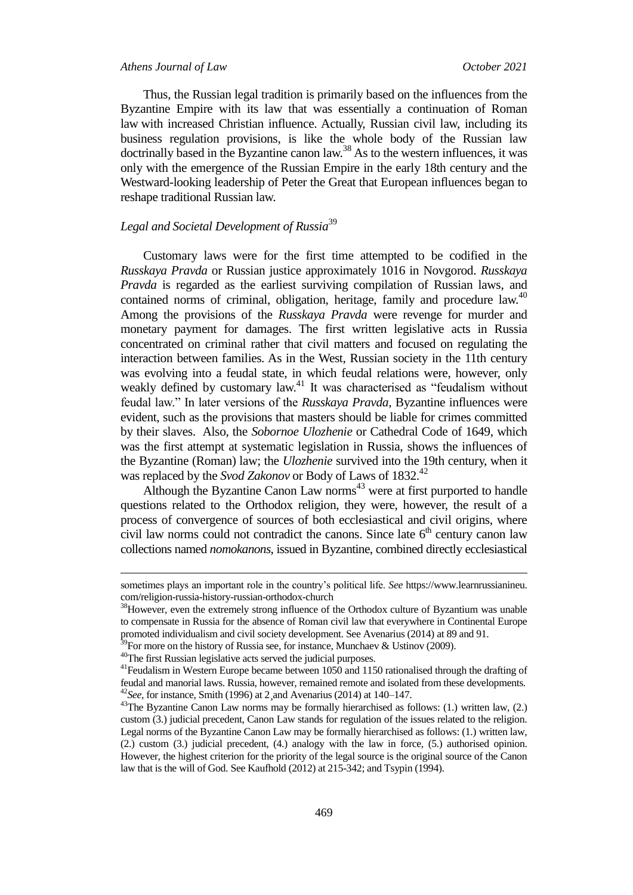Thus, the Russian legal tradition is primarily based on the influences from the Byzantine Empire with its law that was essentially a continuation of Roman law with increased Christian influence. Actually, Russian civil law, including its business regulation provisions, is like the whole body of the Russian law doctrinally based in the Byzantine canon law.[38] As to the western influences, it was only with the emergence of the Russian Empire in the early 18th century and the Westward-looking leadership of Peter the Great that European influences began to reshape traditional Russian law.

### *Legal and Societal Development of Russia*[39]

Customary laws were for the first time attempted to be codified in the *Russkaya Pravda* or Russian justice approximately 1016 in Novgorod. *Russkaya Pravda* is regarded as the earliest surviving compilation of Russian laws, and contained norms of criminal, obligation, heritage, family and procedure law.[40] Among the provisions of the *Russkaya Pravda* were revenge for murder and monetary payment for damages. The first written legislative acts in Russia concentrated on criminal rather that civil matters and focused on regulating the interaction between families. As in the West, Russian society in the 11th century was evolving into a feudal state, in which feudal relations were, however, only weakly defined by customary law.[41] It was characterised as "feudalism without feudal law." In later versions of the *Russkaya Pravda*, Byzantine influences were evident, such as the provisions that masters should be liable for crimes committed by their slaves. Also, the *Sobornoe Ulozhenie* or Cathedral Code of 1649, which was the first attempt at systematic legislation in Russia, shows the influences of the Byzantine (Roman) law; the *Ulozhenie* survived into the 19th century, when it was replaced by the *Svod Zakonov* or Body of Laws of 1832.[42]

Although the Byzantine Canon Law norms[43] were at first purported to handle questions related to the Orthodox religion, they were, however, the result of a process of convergence of sources of both ecclesiastical and civil origins, where civil law norms could not contradict the canons. Since late 6th century canon law collections named *nomokanons*, issued in Byzantine, combined directly ecclesiastical

---

sometimes plays an important role in the country's political life. *See* https://www.learnrussianineu.com/religion-russia-history-russian-orthodox-church

[38] However, even the extremely strong influence of the Orthodox culture of Byzantium was unable to compensate in Russia for the absence of Roman civil law that everywhere in Continental Europe promoted individualism and civil society development. See Avenarius (2014) at 89 and 91.

[39] For more on the history of Russia see, for instance, Munchaev & Ustinov (2009).

[40] The first Russian legislative acts served the judicial purposes.

[41] Feudalism in Western Europe became between 1050 and 1150 rationalised through the drafting of feudal and manorial laws. Russia, however, remained remote and isolated from these developments.

[42] *See*, for instance, Smith (1996) at 2¸and Avenarius (2014) at 140–147.

[43] The Byzantine Canon Law norms may be formally hierarchised as follows: (1.) written law, (2.) custom (3.) judicial precedent, Canon Law stands for regulation of the issues related to the religion. Legal norms of the Byzantine Canon Law may be formally hierarchised as follows: (1.) written law, (2.) custom (3.) judicial precedent, (4.) analogy with the law in force, (5.) authorised opinion. However, the highest criterion for the priority of the legal source is the original source of the Canon law that is the will of God. See Kaufhold (2012) at 215-342; and Tsypin (1994).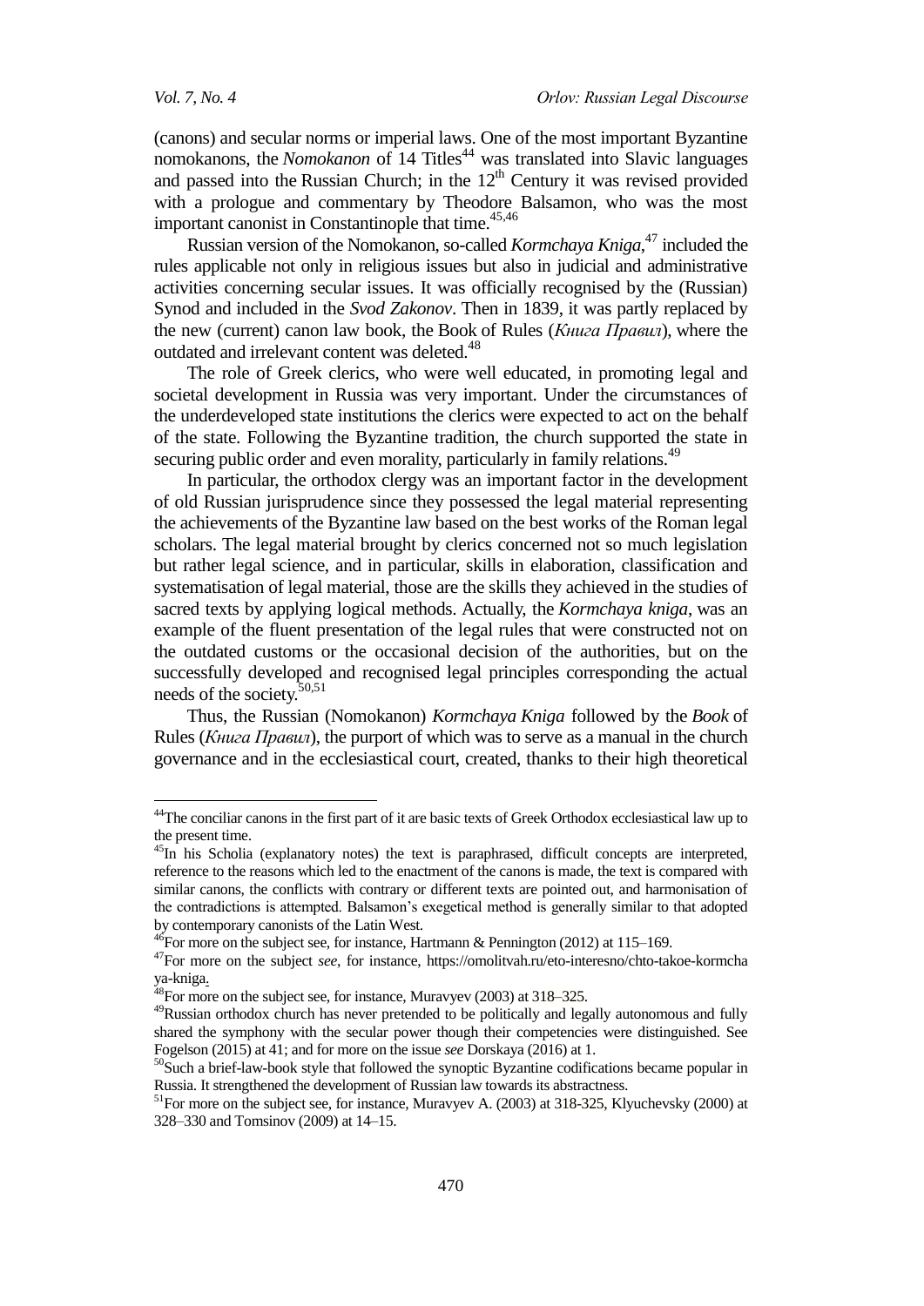(canons) and secular norms or imperial laws. One of the most important Byzantine nomokanons, the *Nomokanon* of 14 Titles[44] was translated into Slavic languages and passed into the Russian Church; in the 12th Century it was revised provided with a prologue and commentary by Theodore Balsamon, who was the most important canonist in Constantinople that time.[45,46]

Russian version of the Nomokanon, so-called *Kormchaya Kniga*,[47] included the rules applicable not only in religious issues but also in judicial and administrative activities concerning secular issues. It was officially recognised by the (Russian) Synod and included in the *Svod Zakonov*. Then in 1839, it was partly replaced by the new (current) canon law book, the Book of Rules (*Книга Правил*), where the outdated and irrelevant content was deleted.[48]

The role of Greek clerics, who were well educated, in promoting legal and societal development in Russia was very important. Under the circumstances of the underdeveloped state institutions the clerics were expected to act on the behalf of the state. Following the Byzantine tradition, the church supported the state in securing public order and even morality, particularly in family relations.[49]

In particular, the orthodox clergy was an important factor in the development of old Russian jurisprudence since they possessed the legal material representing the achievements of the Byzantine law based on the best works of the Roman legal scholars. The legal material brought by clerics concerned not so much legislation but rather legal science, and in particular, skills in elaboration, classification and systematisation of legal material, those are the skills they achieved in the studies of sacred texts by applying logical methods. Actually, the *Kormchaya kniga*, was an example of the fluent presentation of the legal rules that were constructed not on the outdated customs or the occasional decision of the authorities, but on the successfully developed and recognised legal principles corresponding the actual needs of the society.[50,51]

Thus, the Russian (Nomokanon) *Kormchaya Kniga* followed by the *Book* of Rules (*Книга Правил*), the purport of which was to serve as a manual in the church governance and in the ecclesiastical court, created, thanks to their high theoretical

---

[44] The conciliar canons in the first part of it are basic texts of Greek Orthodox ecclesiastical law up to the present time.

[45] In his Scholia (explanatory notes) the text is paraphrased, difficult concepts are interpreted, reference to the reasons which led to the enactment of the canons is made, the text is compared with similar canons, the conflicts with contrary or different texts are pointed out, and harmonisation of the contradictions is attempted. Balsamon's exegetical method is generally similar to that adopted by contemporary canonists of the Latin West.

[46] For more on the subject see, for instance, Hartmann & Pennington (2012) at 115–169.

[47] For more on the subject *see*, for instance, https://omolitvah.ru/eto-interesno/chto-takoe-kormchaya-kniga.

[48] For more on the subject see, for instance, Muravyev (2003) at 318–325.

[49] Russian orthodox church has never pretended to be politically and legally autonomous and fully shared the symphony with the secular power though their competencies were distinguished. See Fogelson (2015) at 41; and for more on the issue *see* Dorskaya (2016) at 1.

[50] Such a brief-law-book style that followed the synoptic Byzantine codifications became popular in Russia. It strengthened the development of Russian law towards its abstractness.

[51] For more on the subject see, for instance, Muravyev A. (2003) at 318-325, Klyuchevsky (2000) at 328–330 and Tomsinov (2009) at 14–15.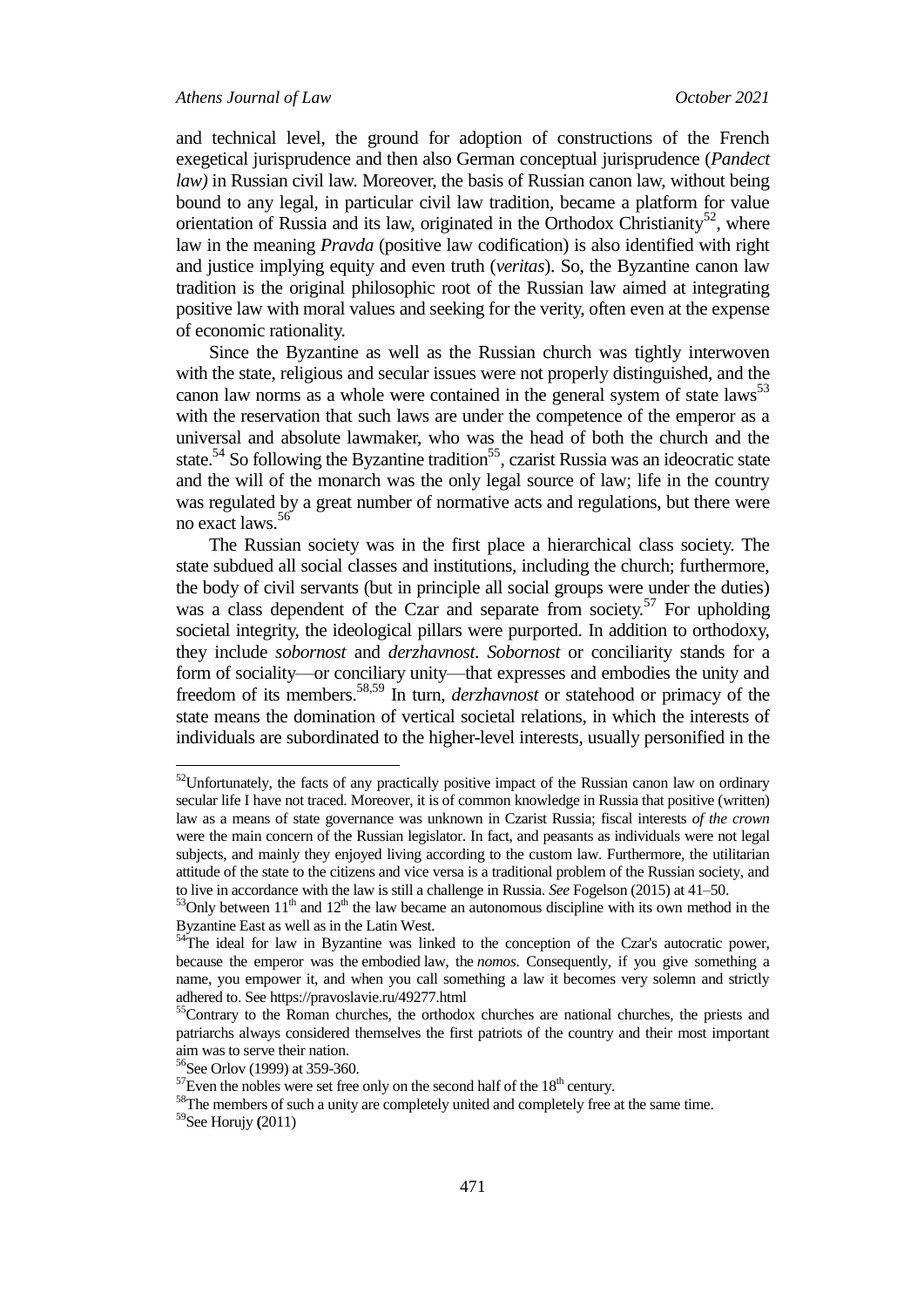and technical level, the ground for adoption of constructions of the French exegetical jurisprudence and then also German conceptual jurisprudence (*Pandect law)* in Russian civil law. Moreover, the basis of Russian canon law, without being bound to any legal, in particular civil law tradition, became a platform for value orientation of Russia and its law, originated in the Orthodox Christianity[52], where law in the meaning *Pravda* (positive law codification) is also identified with right and justice implying equity and even truth (*veritas*). So, the Byzantine canon law tradition is the original philosophic root of the Russian law aimed at integrating positive law with moral values and seeking for the verity, often even at the expense of economic rationality.

Since the Byzantine as well as the Russian church was tightly interwoven with the state, religious and secular issues were not properly distinguished, and the canon law norms as a whole were contained in the general system of state laws[53] with the reservation that such laws are under the competence of the emperor as a universal and absolute lawmaker, who was the head of both the church and the state.[54] So following the Byzantine tradition[55], czarist Russia was an ideocratic state and the will of the monarch was the only legal source of law; life in the country was regulated by a great number of normative acts and regulations, but there were no exact laws.[56]

The Russian society was in the first place a hierarchical class society. The state subdued all social classes and institutions, including the church; furthermore, the body of civil servants (but in principle all social groups were under the duties) was a class dependent of the Czar and separate from society.[57] For upholding societal integrity, the ideological pillars were purported. In addition to orthodoxy, they include *sobornost* and *derzhavnost*. *Sobornost* or conciliarity stands for a form of sociality—or conciliary unity—that expresses and embodies the unity and freedom of its members.[58,59] In turn, *derzhavnost* or statehood or primacy of the state means the domination of vertical societal relations, in which the interests of individuals are subordinated to the higher-level interests, usually personified in the

---

[52]Unfortunately, the facts of any practically positive impact of the Russian canon law on ordinary secular life I have not traced. Moreover, it is of common knowledge in Russia that positive (written) law as a means of state governance was unknown in Czarist Russia; fiscal interests *of the crown* were the main concern of the Russian legislator. In fact, and peasants as individuals were not legal subjects, and mainly they enjoyed living according to the custom law. Furthermore, the utilitarian attitude of the state to the citizens and vice versa is a traditional problem of the Russian society, and to live in accordance with the law is still a challenge in Russia. *See* Fogelson (2015) at 41–50.

[53]Only between 11th and 12th the law became an autonomous discipline with its own method in the Byzantine East as well as in the Latin West.

[54]The ideal for law in Byzantine was linked to the conception of the Czar's autocratic power, because the emperor was the embodied law, the *nomos*. Consequently, if you give something a name, you empower it, and when you call something a law it becomes very solemn and strictly adhered to. See https://pravoslavie.ru/49277.html

[55]Contrary to the Roman churches, the orthodox churches are national churches, the priests and patriarchs always considered themselves the first patriots of the country and their most important aim was to serve their nation.

[56]See Orlov (1999) at 359-360.

[57]Even the nobles were set free only on the second half of the 18th century.

[58]The members of such a unity are completely united and completely free at the same time.

[59]See Horujy **(**2011)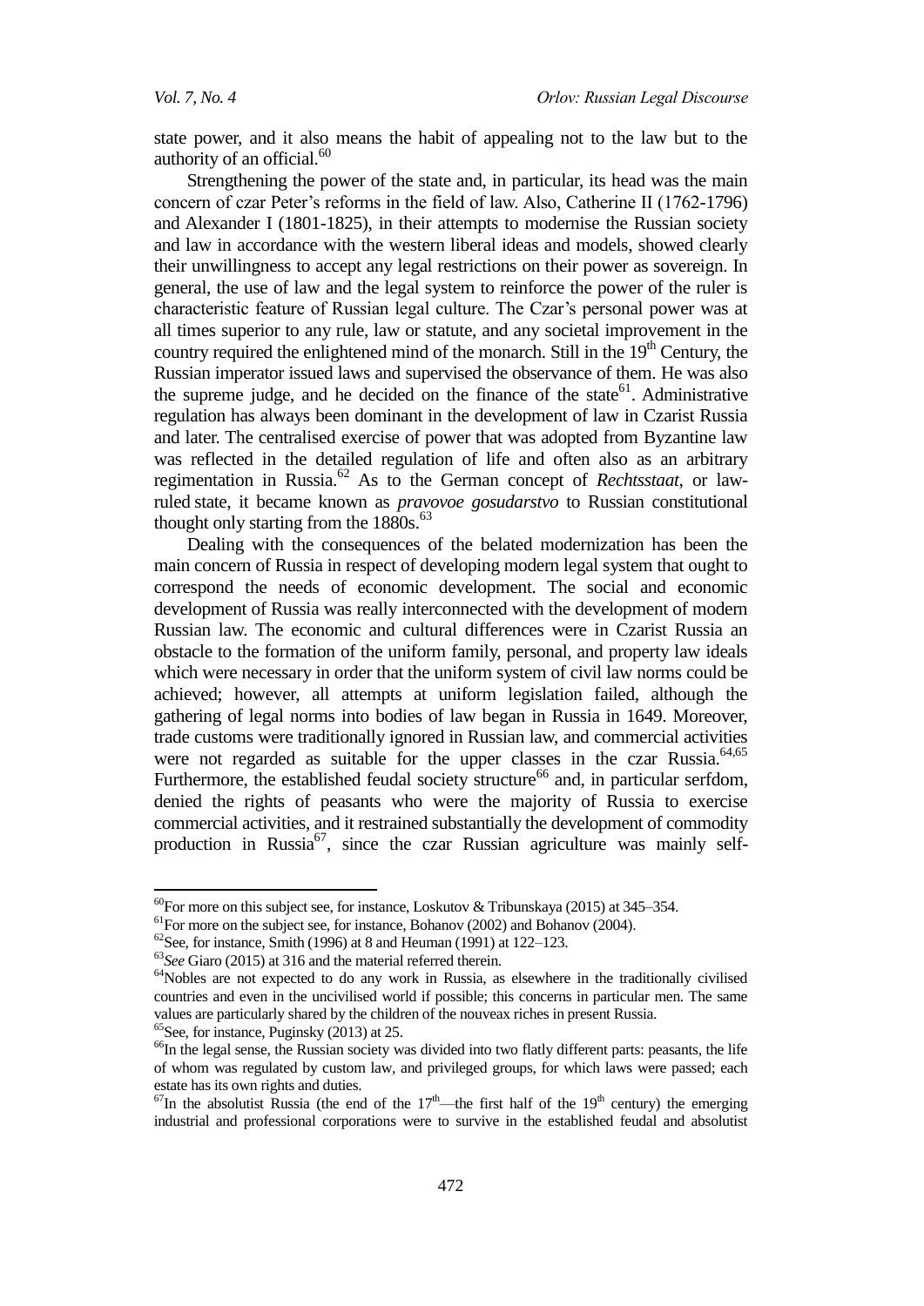state power, and it also means the habit of appealing not to the law but to the authority of an official.[60]

Strengthening the power of the state and, in particular, its head was the main concern of czar Peter's reforms in the field of law. Also, Catherine II (1762-1796) and Alexander I (1801-1825), in their attempts to modernise the Russian society and law in accordance with the western liberal ideas and models, showed clearly their unwillingness to accept any legal restrictions on their power as sovereign. In general, the use of law and the legal system to reinforce the power of the ruler is characteristic feature of Russian legal culture. The Czar's personal power was at all times superior to any rule, law or statute, and any societal improvement in the country required the enlightened mind of the monarch. Still in the 19th Century, the Russian imperator issued laws and supervised the observance of them. He was also the supreme judge, and he decided on the finance of the state[61]. Administrative regulation has always been dominant in the development of law in Czarist Russia and later. The centralised exercise of power that was adopted from Byzantine law was reflected in the detailed regulation of life and often also as an arbitrary regimentation in Russia.[62] As to the German concept of *Rechtsstaat*, or law-ruled state, it became known as *pravovoe gosudarstvo* to Russian constitutional thought only starting from the 1880s.[63]

Dealing with the consequences of the belated modernization has been the main concern of Russia in respect of developing modern legal system that ought to correspond the needs of economic development. The social and economic development of Russia was really interconnected with the development of modern Russian law. The economic and cultural differences were in Czarist Russia an obstacle to the formation of the uniform family, personal, and property law ideals which were necessary in order that the uniform system of civil law norms could be achieved; however, all attempts at uniform legislation failed, although the gathering of legal norms into bodies of law began in Russia in 1649. Moreover, trade customs were traditionally ignored in Russian law, and commercial activities were not regarded as suitable for the upper classes in the czar Russia.[64,65] Furthermore, the established feudal society structure[66] and, in particular serfdom, denied the rights of peasants who were the majority of Russia to exercise commercial activities, and it restrained substantially the development of commodity production in Russia[67], since the czar Russian agriculture was mainly self-

---

[60] For more on this subject see, for instance, Loskutov & Tribunskaya (2015) at 345–354.

[61] For more on the subject see, for instance, Bohanov (2002) and Bohanov (2004).

[62] See, for instance, Smith (1996) at 8 and Heuman (1991) at 122–123.

[63] *See* Giaro (2015) at 316 and the material referred therein.

[64] Nobles are not expected to do any work in Russia, as elsewhere in the traditionally civilised countries and even in the uncivilised world if possible; this concerns in particular men. The same values are particularly shared by the children of the nouveax riches in present Russia.

[65] See, for instance, Puginsky (2013) at 25.

[66] In the legal sense, the Russian society was divided into two flatly different parts: peasants, the life of whom was regulated by custom law, and privileged groups, for which laws were passed; each estate has its own rights and duties.

[67] In the absolutist Russia (the end of the 17th—the first half of the 19th century) the emerging industrial and professional corporations were to survive in the established feudal and absolutist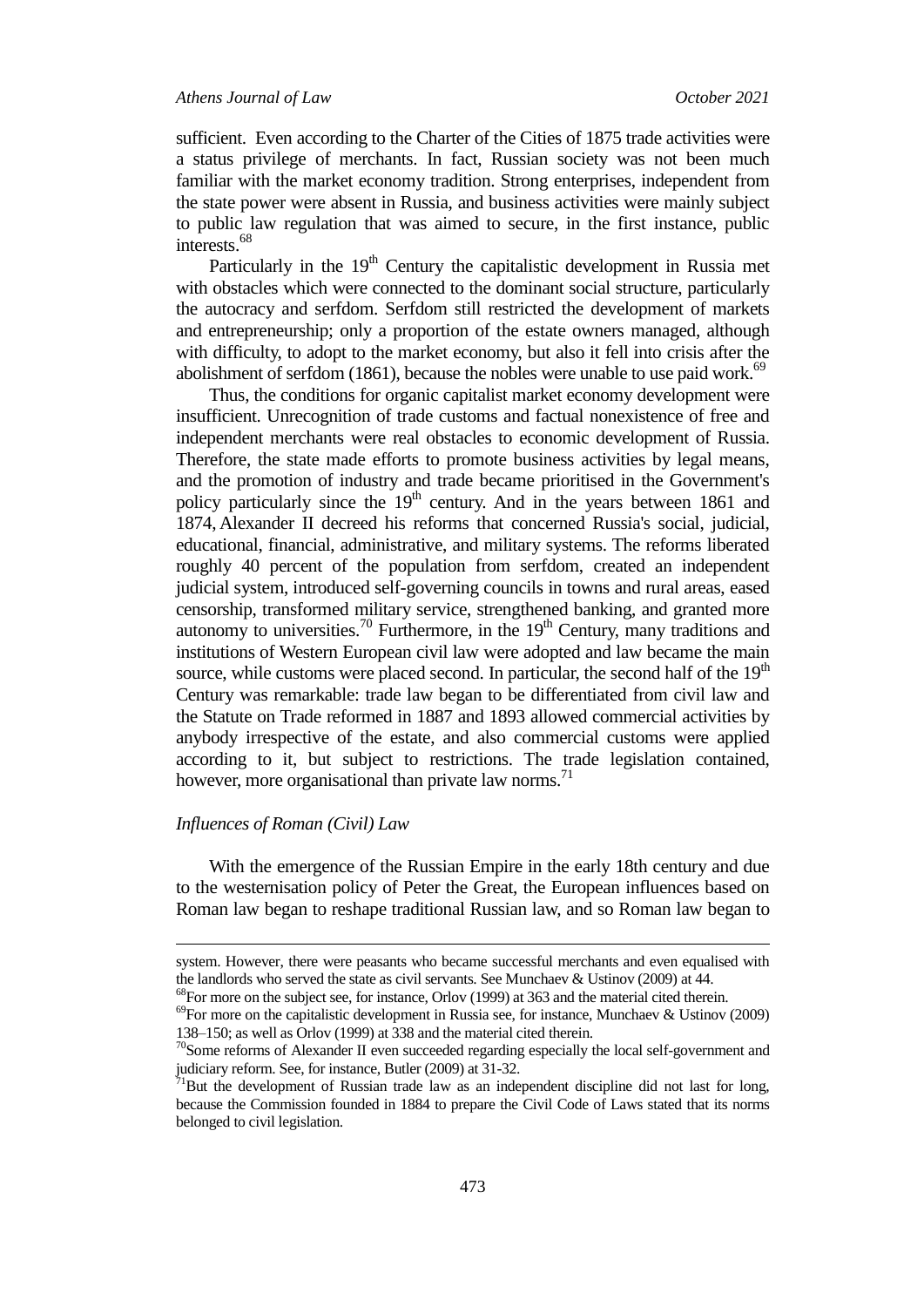sufficient. Even according to the Charter of the Cities of 1875 trade activities were a status privilege of merchants. In fact, Russian society was not been much familiar with the market economy tradition. Strong enterprises, independent from the state power were absent in Russia, and business activities were mainly subject to public law regulation that was aimed to secure, in the first instance, public interests.[68]

Particularly in the 19th Century the capitalistic development in Russia met with obstacles which were connected to the dominant social structure, particularly the autocracy and serfdom. Serfdom still restricted the development of markets and entrepreneurship; only a proportion of the estate owners managed, although with difficulty, to adopt to the market economy, but also it fell into crisis after the abolishment of serfdom (1861), because the nobles were unable to use paid work.[69]

Thus, the conditions for organic capitalist market economy development were insufficient. Unrecognition of trade customs and factual nonexistence of free and independent merchants were real obstacles to economic development of Russia. Therefore, the state made efforts to promote business activities by legal means, and the promotion of industry and trade became prioritised in the Government's policy particularly since the 19th century. And in the years between 1861 and 1874, Alexander II decreed his reforms that concerned Russia's social, judicial, educational, financial, administrative, and military systems. The reforms liberated roughly 40 percent of the population from serfdom, created an independent judicial system, introduced self-governing councils in towns and rural areas, eased censorship, transformed military service, strengthened banking, and granted more autonomy to universities.[70] Furthermore, in the 19th Century, many traditions and institutions of Western European civil law were adopted and law became the main source, while customs were placed second. In particular, the second half of the 19th Century was remarkable: trade law began to be differentiated from civil law and the Statute on Trade reformed in 1887 and 1893 allowed commercial activities by anybody irrespective of the estate, and also commercial customs were applied according to it, but subject to restrictions. The trade legislation contained, however, more organisational than private law norms.[71]

### *Influences of Roman (Civil) Law*

With the emergence of the Russian Empire in the early 18th century and due to the westernisation policy of Peter the Great, the European influences based on Roman law began to reshape traditional Russian law, and so Roman law began to

---

system. However, there were peasants who became successful merchants and even equalised with the landlords who served the state as civil servants. See Munchaev & Ustinov (2009) at 44.

[68]For more on the subject see, for instance, Orlov (1999) at 363 and the material cited therein.

[69]For more on the capitalistic development in Russia see, for instance, Munchaev & Ustinov (2009) 138–150; as well as Orlov (1999) at 338 and the material cited therein.

[70]Some reforms of Alexander II even succeeded regarding especially the local self-government and judiciary reform. See, for instance, Butler (2009) at 31-32.

[71]But the development of Russian trade law as an independent discipline did not last for long, because the Commission founded in 1884 to prepare the Civil Code of Laws stated that its norms belonged to civil legislation.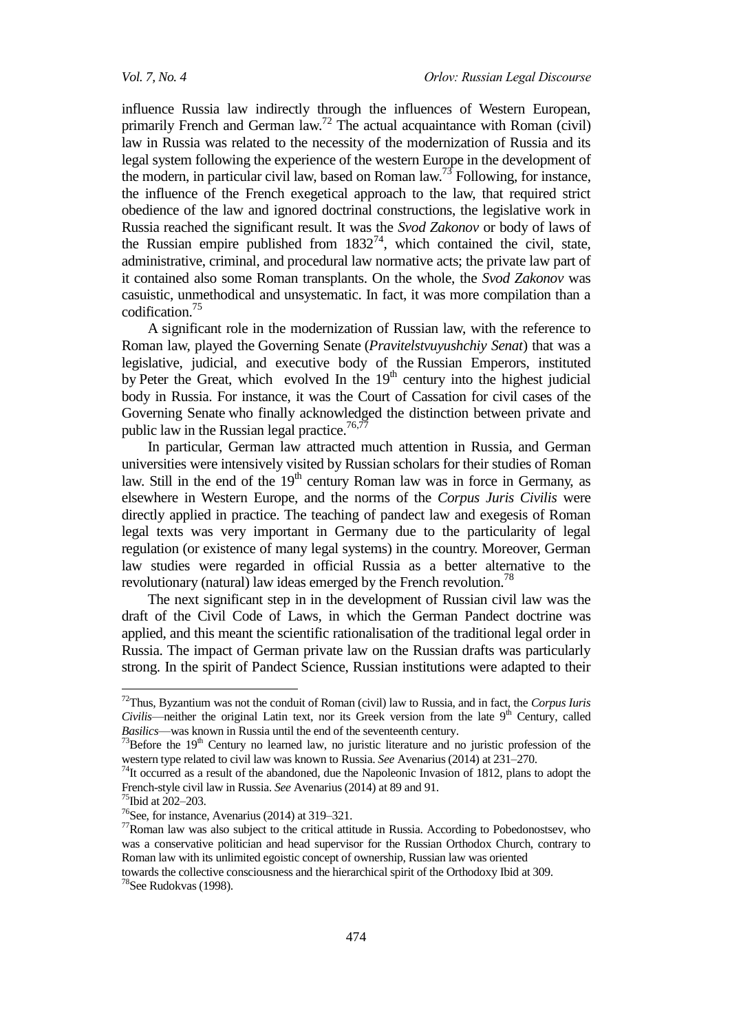influence Russia law indirectly through the influences of Western European, primarily French and German law.[72] The actual acquaintance with Roman (civil) law in Russia was related to the necessity of the modernization of Russia and its legal system following the experience of the western Europe in the development of the modern, in particular civil law, based on Roman law.[73] Following, for instance, the influence of the French exegetical approach to the law, that required strict obedience of the law and ignored doctrinal constructions, the legislative work in Russia reached the significant result. It was the *Svod Zakonov* or body of laws of the Russian empire published from 1832[74], which contained the civil, state, administrative, criminal, and procedural law normative acts; the private law part of it contained also some Roman transplants. On the whole, the *Svod Zakonov* was casuistic, unmethodical and unsystematic. In fact, it was more compilation than a codification.[75]

A significant role in the modernization of Russian law, with the reference to Roman law, played the Governing Senate (*Pravitelstvuyushchiy Senat*) that was a legislative, judicial, and executive body of the Russian Emperors, instituted by Peter the Great, which evolved In the 19th century into the highest judicial body in Russia. For instance, it was the Court of Cassation for civil cases of the Governing Senate who finally acknowledged the distinction between private and public law in the Russian legal practice.[76,77]

In particular, German law attracted much attention in Russia, and German universities were intensively visited by Russian scholars for their studies of Roman law. Still in the end of the 19th century Roman law was in force in Germany, as elsewhere in Western Europe, and the norms of the *Corpus Juris Civilis* were directly applied in practice. The teaching of pandect law and exegesis of Roman legal texts was very important in Germany due to the particularity of legal regulation (or existence of many legal systems) in the country. Moreover, German law studies were regarded in official Russia as a better alternative to the revolutionary (natural) law ideas emerged by the French revolution.[78]

The next significant step in in the development of Russian civil law was the draft of the Civil Code of Laws, in which the German Pandect doctrine was applied, and this meant the scientific rationalisation of the traditional legal order in Russia. The impact of German private law on the Russian drafts was particularly strong. In the spirit of Pandect Science, Russian institutions were adapted to their

---

[72] Thus, Byzantium was not the conduit of Roman (civil) law to Russia, and in fact, the *Corpus Iuris Civilis*—neither the original Latin text, nor its Greek version from the late 9th Century, called *Basilics*—was known in Russia until the end of the seventeenth century.

[73] Before the 19th Century no learned law, no juristic literature and no juristic profession of the western type related to civil law was known to Russia. *See* Avenarius (2014) at 231–270.

[74] It occurred as a result of the abandoned, due the Napoleonic Invasion of 1812, plans to adopt the French-style civil law in Russia. *See* Avenarius (2014) at 89 and 91.

[75] Ibid at 202–203.

[76] See, for instance, Avenarius (2014) at 319–321.

[77] Roman law was also subject to the critical attitude in Russia. According to Pobedonostsev, who was a conservative politician and head supervisor for the Russian Orthodox Church, contrary to Roman law with its unlimited egoistic concept of ownership, Russian law was oriented towards the collective consciousness and the hierarchical spirit of the Orthodoxy Ibid at 309.

[78] See Rudokvas (1998).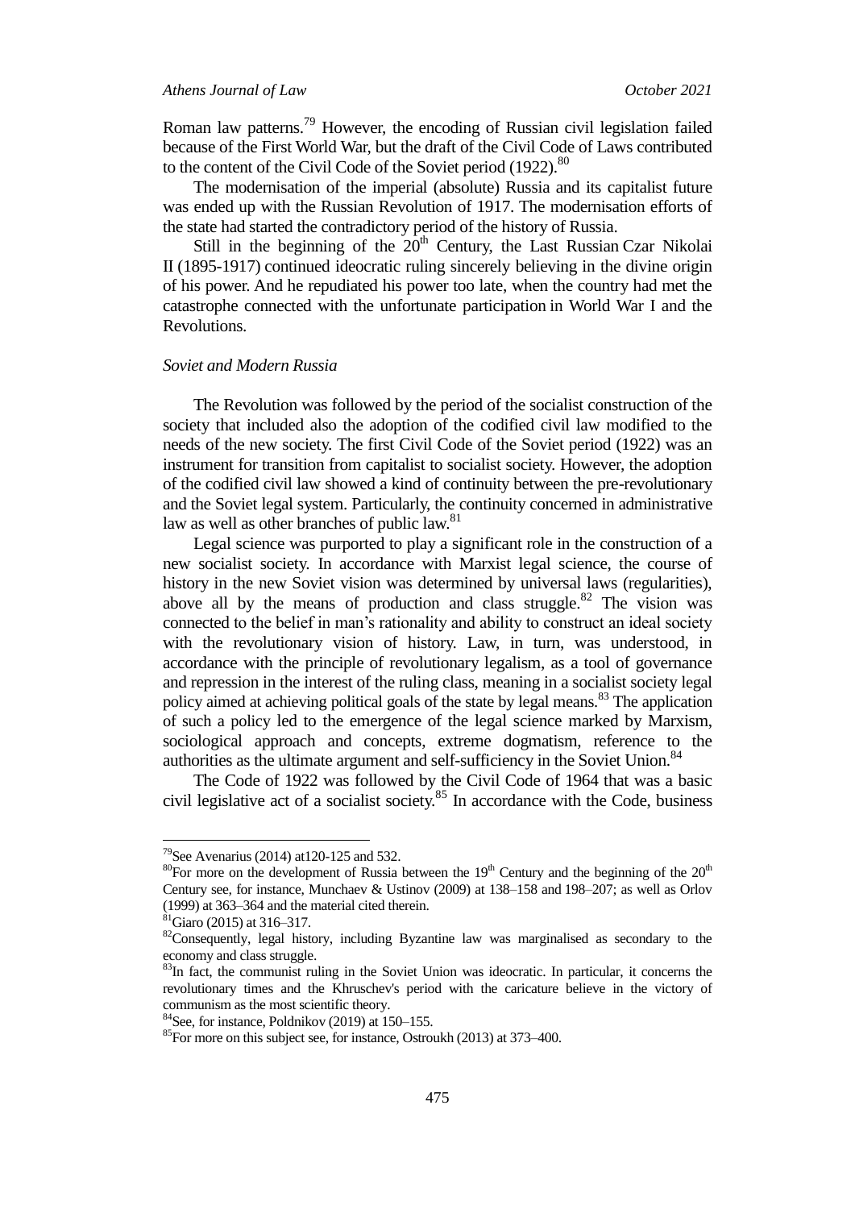Roman law patterns.[79] However, the encoding of Russian civil legislation failed because of the First World War, but the draft of the Civil Code of Laws contributed to the content of the Civil Code of the Soviet period (1922).[80]

The modernisation of the imperial (absolute) Russia and its capitalist future was ended up with the Russian Revolution of 1917. The modernisation efforts of the state had started the contradictory period of the history of Russia.

Still in the beginning of the 20th Century, the Last Russian Czar Nikolai II (1895-1917) continued ideocratic ruling sincerely believing in the divine origin of his power. And he repudiated his power too late, when the country had met the catastrophe connected with the unfortunate participation in World War I and the Revolutions.

### *Soviet and Modern Russia*

The Revolution was followed by the period of the socialist construction of the society that included also the adoption of the codified civil law modified to the needs of the new society. The first Civil Code of the Soviet period (1922) was an instrument for transition from capitalist to socialist society. However, the adoption of the codified civil law showed a kind of continuity between the pre-revolutionary and the Soviet legal system. Particularly, the continuity concerned in administrative law as well as other branches of public law.[81]

Legal science was purported to play a significant role in the construction of a new socialist society. In accordance with Marxist legal science, the course of history in the new Soviet vision was determined by universal laws (regularities), above all by the means of production and class struggle.[82] The vision was connected to the belief in man's rationality and ability to construct an ideal society with the revolutionary vision of history. Law, in turn, was understood, in accordance with the principle of revolutionary legalism, as a tool of governance and repression in the interest of the ruling class, meaning in a socialist society legal policy aimed at achieving political goals of the state by legal means.[83] The application of such a policy led to the emergence of the legal science marked by Marxism, sociological approach and concepts, extreme dogmatism, reference to the authorities as the ultimate argument and self-sufficiency in the Soviet Union.[84]

The Code of 1922 was followed by the Civil Code of 1964 that was a basic civil legislative act of a socialist society.[85] In accordance with the Code, business

---

[79] See Avenarius (2014) at120-125 and 532.

[80] For more on the development of Russia between the 19th Century and the beginning of the 20th Century see, for instance, Munchaev & Ustinov (2009) at 138–158 and 198–207; as well as Orlov (1999) at 363–364 and the material cited therein.

[81] Giaro (2015) at 316–317.

[82] Consequently, legal history, including Byzantine law was marginalised as secondary to the economy and class struggle.

[83] In fact, the communist ruling in the Soviet Union was ideocratic. In particular, it concerns the revolutionary times and the Khruschev's period with the caricature believe in the victory of communism as the most scientific theory.

[84] See, for instance, Poldnikov (2019) at 150–155.

[85] For more on this subject see, for instance, Ostroukh (2013) at 373–400.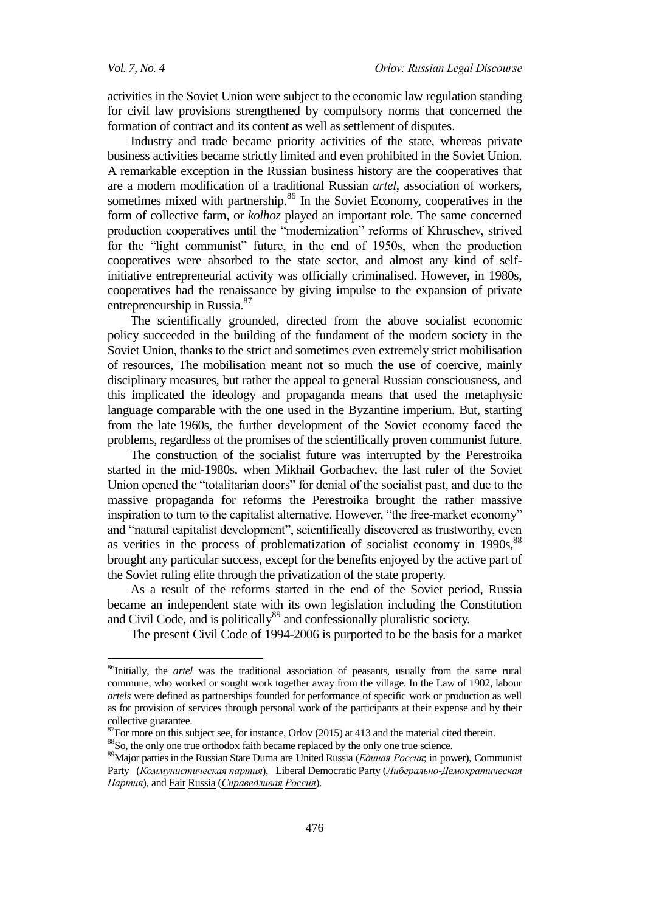activities in the Soviet Union were subject to the economic law regulation standing for civil law provisions strengthened by compulsory norms that concerned the formation of contract and its content as well as settlement of disputes.

Industry and trade became priority activities of the state, whereas private business activities became strictly limited and even prohibited in the Soviet Union. A remarkable exception in the Russian business history are the cooperatives that are a modern modification of a traditional Russian *artel*, association of workers, sometimes mixed with partnership.[86] In the Soviet Economy, cooperatives in the form of collective farm, or *kolhoz* played an important role. The same concerned production cooperatives until the "modernization" reforms of Khruschev, strived for the "light communist" future, in the end of 1950s, when the production cooperatives were absorbed to the state sector, and almost any kind of self-initiative entrepreneurial activity was officially criminalised. However, in 1980s, cooperatives had the renaissance by giving impulse to the expansion of private entrepreneurship in Russia.[87]

The scientifically grounded, directed from the above socialist economic policy succeeded in the building of the fundament of the modern society in the Soviet Union, thanks to the strict and sometimes even extremely strict mobilisation of resources, The mobilisation meant not so much the use of coercive, mainly disciplinary measures, but rather the appeal to general Russian consciousness, and this implicated the ideology and propaganda means that used the metaphysic language comparable with the one used in the Byzantine imperium. But, starting from the late 1960s, the further development of the Soviet economy faced the problems, regardless of the promises of the scientifically proven communist future.

The construction of the socialist future was interrupted by the Perestroika started in the mid-1980s, when Mikhail Gorbachev, the last ruler of the Soviet Union opened the "totalitarian doors" for denial of the socialist past, and due to the massive propaganda for reforms the Perestroika brought the rather massive inspiration to turn to the capitalist alternative. However, "the free-market economy" and "natural capitalist development", scientifically discovered as trustworthy, even as verities in the process of problematization of socialist economy in 1990s,[88] brought any particular success, except for the benefits enjoyed by the active part of the Soviet ruling elite through the privatization of the state property.

As a result of the reforms started in the end of the Soviet period, Russia became an independent state with its own legislation including the Constitution and Civil Code, and is politically[89] and confessionally pluralistic society.

The present Civil Code of 1994-2006 is purported to be the basis for a market

---

[86] Initially, the *artel* was the traditional association of peasants, usually from the same rural commune, who worked or sought work together away from the village. In the Law of 1902, labour *artels* were defined as partnerships founded for performance of specific work or production as well as for provision of services through personal work of the participants at their expense and by their collective guarantee.

[87] For more on this subject see, for instance, Orlov (2015) at 413 and the material cited therein.

[88] So, the only one true orthodox faith became replaced by the only one true science.

[89] Major parties in the Russian State Duma are United Russia (*Единая Россия*; in power), Communist Party (*Коммунистическая партия*), Liberal Democratic Party (*Либерально-Демократическая Партия*), and Fair Russia (*Справедливая Россия*).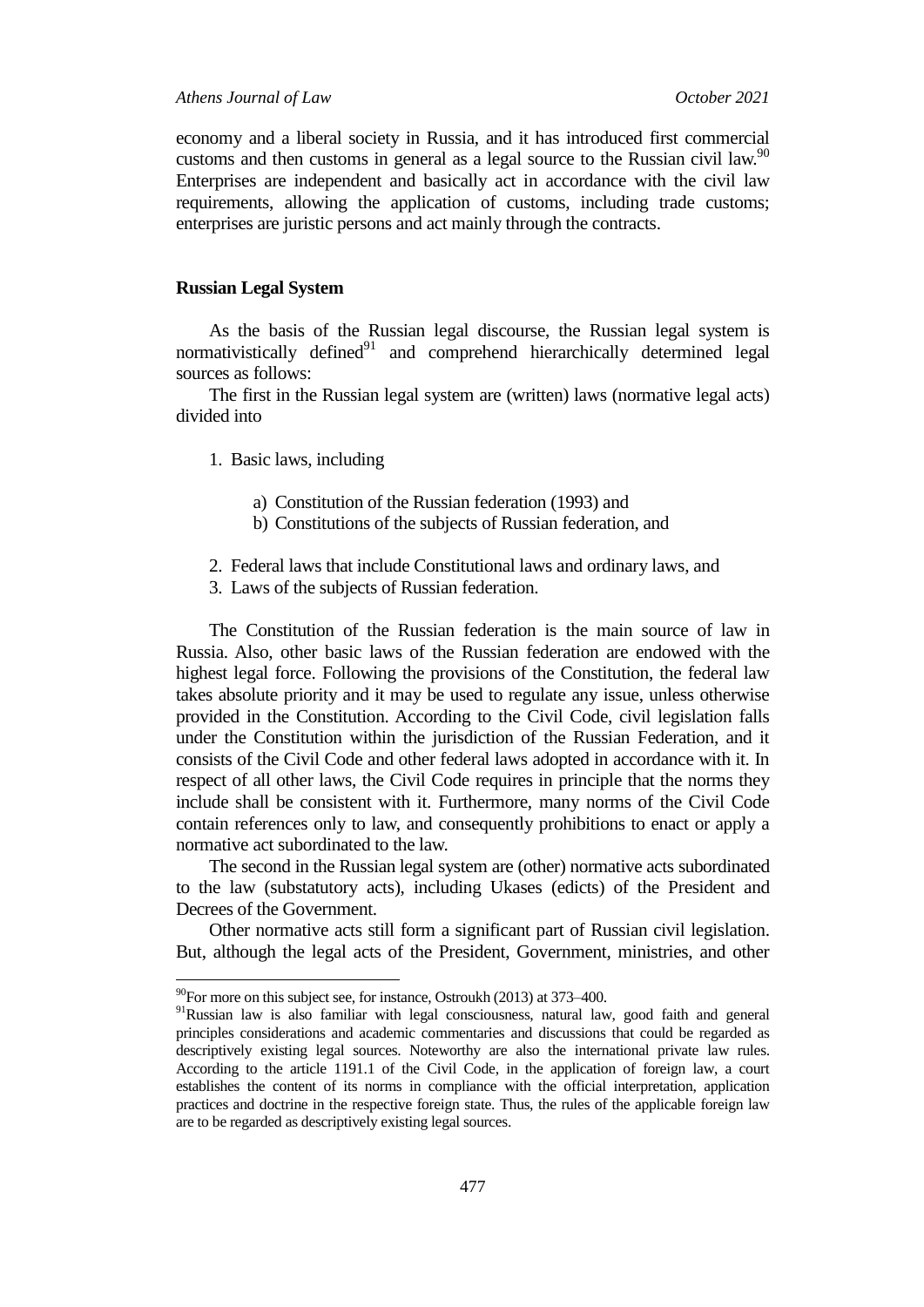economy and a liberal society in Russia, and it has introduced first commercial customs and then customs in general as a legal source to the Russian civil law.[90] Enterprises are independent and basically act in accordance with the civil law requirements, allowing the application of customs, including trade customs; enterprises are juristic persons and act mainly through the contracts.

## Russian Legal System

As the basis of the Russian legal discourse, the Russian legal system is normativistically defined[91] and comprehend hierarchically determined legal sources as follows:

The first in the Russian legal system are (written) laws (normative legal acts) divided into

1. Basic laws, including
    a) Constitution of the Russian federation (1993) and
    b) Constitutions of the subjects of Russian federation, and
2. Federal laws that include Constitutional laws and ordinary laws, and
3. Laws of the subjects of Russian federation.

The Constitution of the Russian federation is the main source of law in Russia. Also, other basic laws of the Russian federation are endowed with the highest legal force. Following the provisions of the Constitution, the federal law takes absolute priority and it may be used to regulate any issue, unless otherwise provided in the Constitution. According to the Civil Code, civil legislation falls under the Constitution within the jurisdiction of the Russian Federation, and it consists of the Civil Code and other federal laws adopted in accordance with it. In respect of all other laws, the Civil Code requires in principle that the norms they include shall be consistent with it. Furthermore, many norms of the Civil Code contain references only to law, and consequently prohibitions to enact or apply a normative act subordinated to the law.

The second in the Russian legal system are (other) normative acts subordinated to the law (substatutory acts), including Ukases (edicts) of the President and Decrees of the Government.

Other normative acts still form a significant part of Russian civil legislation. But, although the legal acts of the President, Government, ministries, and other

---

[90] For more on this subject see, for instance, Ostroukh (2013) at 373–400.

[91] Russian law is also familiar with legal consciousness, natural law, good faith and general principles considerations and academic commentaries and discussions that could be regarded as descriptively existing legal sources. Noteworthy are also the international private law rules. According to the article 1191.1 of the Civil Code, in the application of foreign law, a court establishes the content of its norms in compliance with the official interpretation, application practices and doctrine in the respective foreign state. Thus, the rules of the applicable foreign law are to be regarded as descriptively existing legal sources.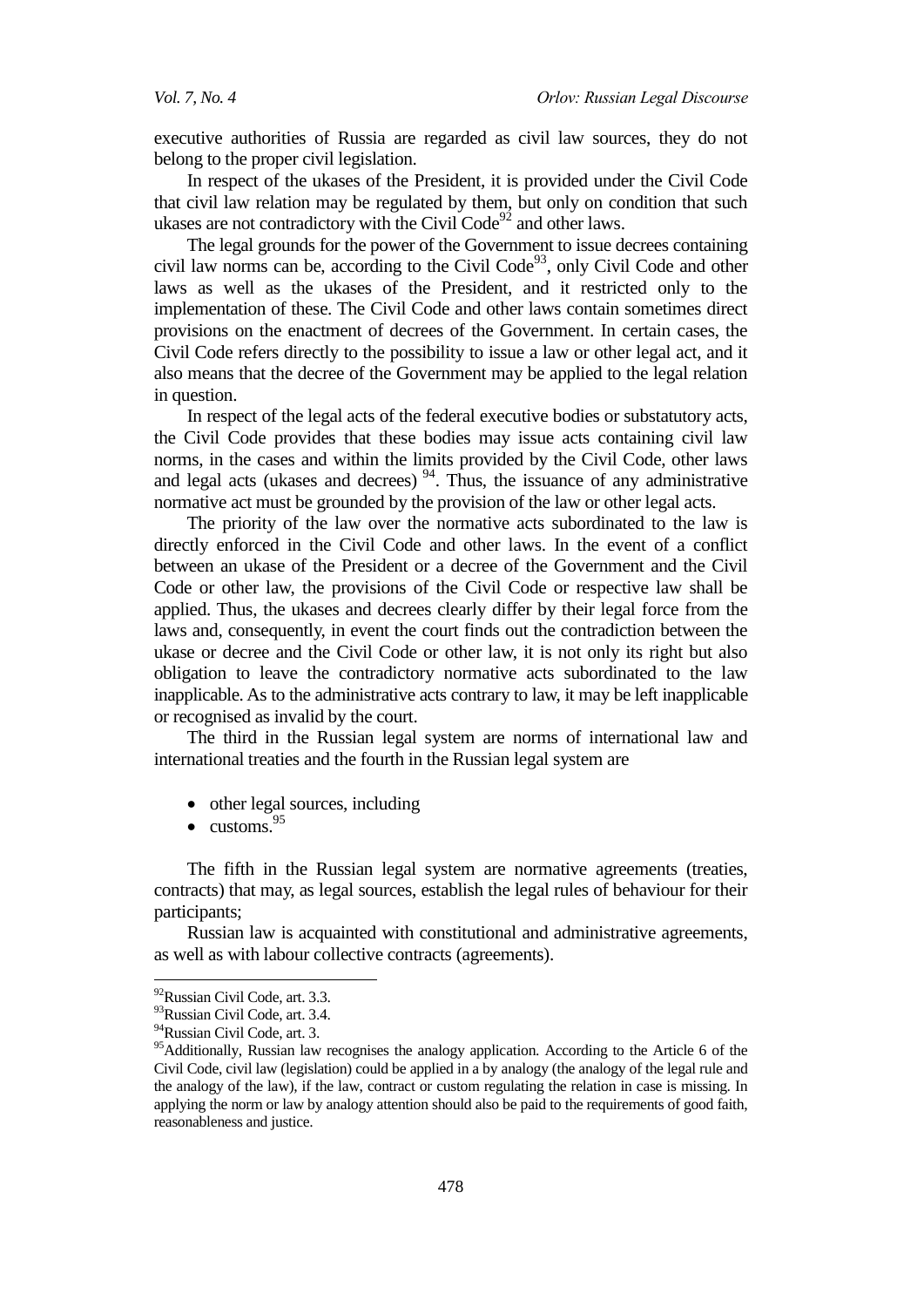executive authorities of Russia are regarded as civil law sources, they do not belong to the proper civil legislation.

In respect of the ukases of the President, it is provided under the Civil Code that civil law relation may be regulated by them, but only on condition that such ukases are not contradictory with the Civil Code[92] and other laws.

The legal grounds for the power of the Government to issue decrees containing civil law norms can be, according to the Civil Code[93], only Civil Code and other laws as well as the ukases of the President, and it restricted only to the implementation of these. The Civil Code and other laws contain sometimes direct provisions on the enactment of decrees of the Government. In certain cases, the Civil Code refers directly to the possibility to issue a law or other legal act, and it also means that the decree of the Government may be applied to the legal relation in question.

In respect of the legal acts of the federal executive bodies or substatutory acts, the Civil Code provides that these bodies may issue acts containing civil law norms, in the cases and within the limits provided by the Civil Code, other laws and legal acts (ukases and decrees) [94]. Thus, the issuance of any administrative normative act must be grounded by the provision of the law or other legal acts.

The priority of the law over the normative acts subordinated to the law is directly enforced in the Civil Code and other laws. In the event of a conflict between an ukase of the President or a decree of the Government and the Civil Code or other law, the provisions of the Civil Code or respective law shall be applied. Thus, the ukases and decrees clearly differ by their legal force from the laws and, consequently, in event the court finds out the contradiction between the ukase or decree and the Civil Code or other law, it is not only its right but also obligation to leave the contradictory normative acts subordinated to the law inapplicable. As to the administrative acts contrary to law, it may be left inapplicable or recognised as invalid by the court.

The third in the Russian legal system are norms of international law and international treaties and the fourth in the Russian legal system are

- other legal sources, including
- customs.[95]

The fifth in the Russian legal system are normative agreements (treaties, contracts) that may, as legal sources, establish the legal rules of behaviour for their participants;

Russian law is acquainted with constitutional and administrative agreements, as well as with labour collective contracts (agreements).

---

[92] Russian Civil Code, art. 3.3.

[93] Russian Civil Code, art. 3.4.

[94] Russian Civil Code, art. 3.

[95] Additionally, Russian law recognises the analogy application. According to the Article 6 of the Civil Code, civil law (legislation) could be applied in a by analogy (the analogy of the legal rule and the analogy of the law), if the law, contract or custom regulating the relation in case is missing. In applying the norm or law by analogy attention should also be paid to the requirements of good faith, reasonableness and justice.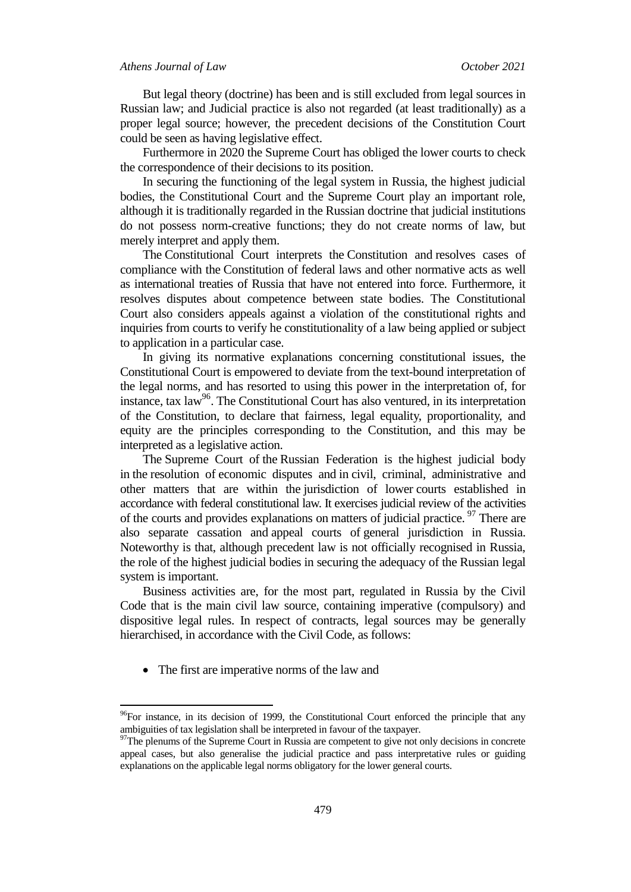But legal theory (doctrine) has been and is still excluded from legal sources in Russian law; and Judicial practice is also not regarded (at least traditionally) as a proper legal source; however, the precedent decisions of the Constitution Court could be seen as having legislative effect.

Furthermore in 2020 the Supreme Court has obliged the lower courts to check the correspondence of their decisions to its position.

In securing the functioning of the legal system in Russia, the highest judicial bodies, the Constitutional Court and the Supreme Court play an important role, although it is traditionally regarded in the Russian doctrine that judicial institutions do not possess norm-creative functions; they do not create norms of law, but merely interpret and apply them.

The Constitutional Court interprets the Constitution and resolves cases of compliance with the Constitution of federal laws and other normative acts as well as international treaties of Russia that have not entered into force. Furthermore, it resolves disputes about competence between state bodies. The Constitutional Court also considers appeals against a violation of the constitutional rights and inquiries from courts to verify he constitutionality of a law being applied or subject to application in a particular case.

In giving its normative explanations concerning constitutional issues, the Constitutional Court is empowered to deviate from the text-bound interpretation of the legal norms, and has resorted to using this power in the interpretation of, for instance, tax law[96]. The Constitutional Court has also ventured, in its interpretation of the Constitution, to declare that fairness, legal equality, proportionality, and equity are the principles corresponding to the Constitution, and this may be interpreted as a legislative action.

The Supreme Court of the Russian Federation is the highest judicial body in the resolution of economic disputes and in civil, criminal, administrative and other matters that are within the jurisdiction of lower courts established in accordance with federal constitutional law. It exercises judicial review of the activities of the courts and provides explanations on matters of judicial practice. [97] There are also separate cassation and appeal courts of general jurisdiction in Russia. Noteworthy is that, although precedent law is not officially recognised in Russia, the role of the highest judicial bodies in securing the adequacy of the Russian legal system is important.

Business activities are, for the most part, regulated in Russia by the Civil Code that is the main civil law source, containing imperative (compulsory) and dispositive legal rules. In respect of contracts, legal sources may be generally hierarchised, in accordance with the Civil Code, as follows:

- The first are imperative norms of the law and

---

[96]For instance, in its decision of 1999, the Constitutional Court enforced the principle that any ambiguities of tax legislation shall be interpreted in favour of the taxpayer.

[97]The plenums of the Supreme Court in Russia are competent to give not only decisions in concrete appeal cases, but also generalise the judicial practice and pass interpretative rules or guiding explanations on the applicable legal norms obligatory for the lower general courts.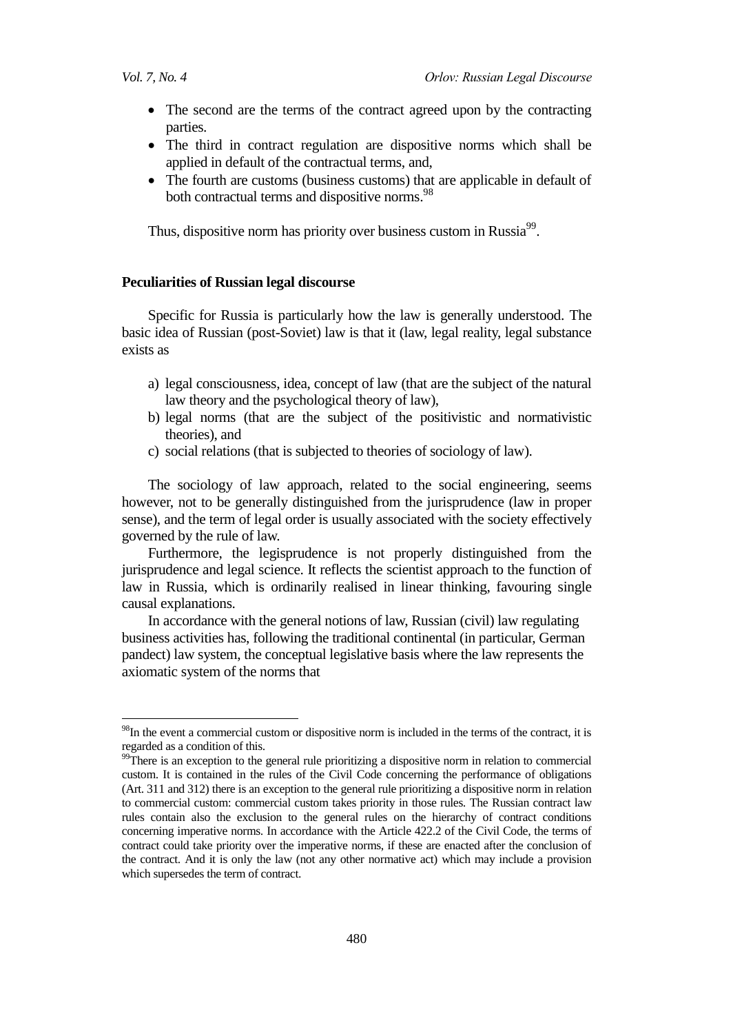- The second are the terms of the contract agreed upon by the contracting parties.
- The third in contract regulation are dispositive norms which shall be applied in default of the contractual terms, and,
- The fourth are customs (business customs) that are applicable in default of both contractual terms and dispositive norms.[98]

Thus, dispositive norm has priority over business custom in Russia[99].

**Peculiarities of Russian legal discourse**

Specific for Russia is particularly how the law is generally understood. The basic idea of Russian (post-Soviet) law is that it (law, legal reality, legal substance exists as

a) legal consciousness, idea, concept of law (that are the subject of the natural law theory and the psychological theory of law),
b) legal norms (that are the subject of the positivistic and normativistic theories), and
c) social relations (that is subjected to theories of sociology of law).

The sociology of law approach, related to the social engineering, seems however, not to be generally distinguished from the jurisprudence (law in proper sense), and the term of legal order is usually associated with the society effectively governed by the rule of law.

Furthermore, the legisprudence is not properly distinguished from the jurisprudence and legal science. It reflects the scientist approach to the function of law in Russia, which is ordinarily realised in linear thinking, favouring single causal explanations.

In accordance with the general notions of law, Russian (civil) law regulating business activities has, following the traditional continental (in particular, German pandect) law system, the conceptual legislative basis where the law represents the axiomatic system of the norms that

---

[98]In the event a commercial custom or dispositive norm is included in the terms of the contract, it is regarded as a condition of this.

[99]There is an exception to the general rule prioritizing a dispositive norm in relation to commercial custom. It is contained in the rules of the Civil Code concerning the performance of obligations (Art. 311 and 312) there is an exception to the general rule prioritizing a dispositive norm in relation to commercial custom: commercial custom takes priority in those rules. The Russian contract law rules contain also the exclusion to the general rules on the hierarchy of contract conditions concerning imperative norms. In accordance with the Article 422.2 of the Civil Code, the terms of contract could take priority over the imperative norms, if these are enacted after the conclusion of the contract. And it is only the law (not any other normative act) which may include a provision which supersedes the term of contract.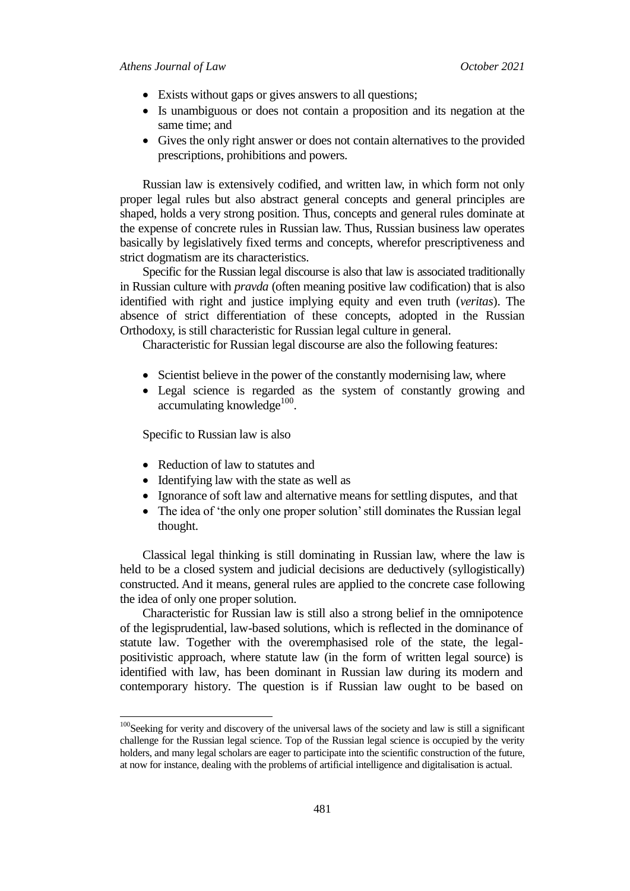- Exists without gaps or gives answers to all questions;
- Is unambiguous or does not contain a proposition and its negation at the same time; and
- Gives the only right answer or does not contain alternatives to the provided prescriptions, prohibitions and powers.

Russian law is extensively codified, and written law, in which form not only proper legal rules but also abstract general concepts and general principles are shaped, holds a very strong position. Thus, concepts and general rules dominate at the expense of concrete rules in Russian law. Thus, Russian business law operates basically by legislatively fixed terms and concepts, wherefor prescriptiveness and strict dogmatism are its characteristics.

Specific for the Russian legal discourse is also that law is associated traditionally in Russian culture with *pravda* (often meaning positive law codification) that is also identified with right and justice implying equity and even truth (*veritas*). The absence of strict differentiation of these concepts, adopted in the Russian Orthodoxy, is still characteristic for Russian legal culture in general.

Characteristic for Russian legal discourse are also the following features:

- Scientist believe in the power of the constantly modernising law, where
- Legal science is regarded as the system of constantly growing and accumulating knowledge[100].

Specific to Russian law is also

- Reduction of law to statutes and
- Identifying law with the state as well as
- Ignorance of soft law and alternative means for settling disputes, and that
- The idea of 'the only one proper solution' still dominates the Russian legal thought.

Classical legal thinking is still dominating in Russian law, where the law is held to be a closed system and judicial decisions are deductively (syllogistically) constructed. And it means, general rules are applied to the concrete case following the idea of only one proper solution.

Characteristic for Russian law is still also a strong belief in the omnipotence of the legisprudential, law-based solutions, which is reflected in the dominance of statute law. Together with the overemphasised role of the state, the legal-positivistic approach, where statute law (in the form of written legal source) is identified with law, has been dominant in Russian law during its modern and contemporary history. The question is if Russian law ought to be based on

[100]Seeking for verity and discovery of the universal laws of the society and law is still a significant challenge for the Russian legal science. Top of the Russian legal science is occupied by the verity holders, and many legal scholars are eager to participate into the scientific construction of the future, at now for instance, dealing with the problems of artificial intelligence and digitalisation is actual.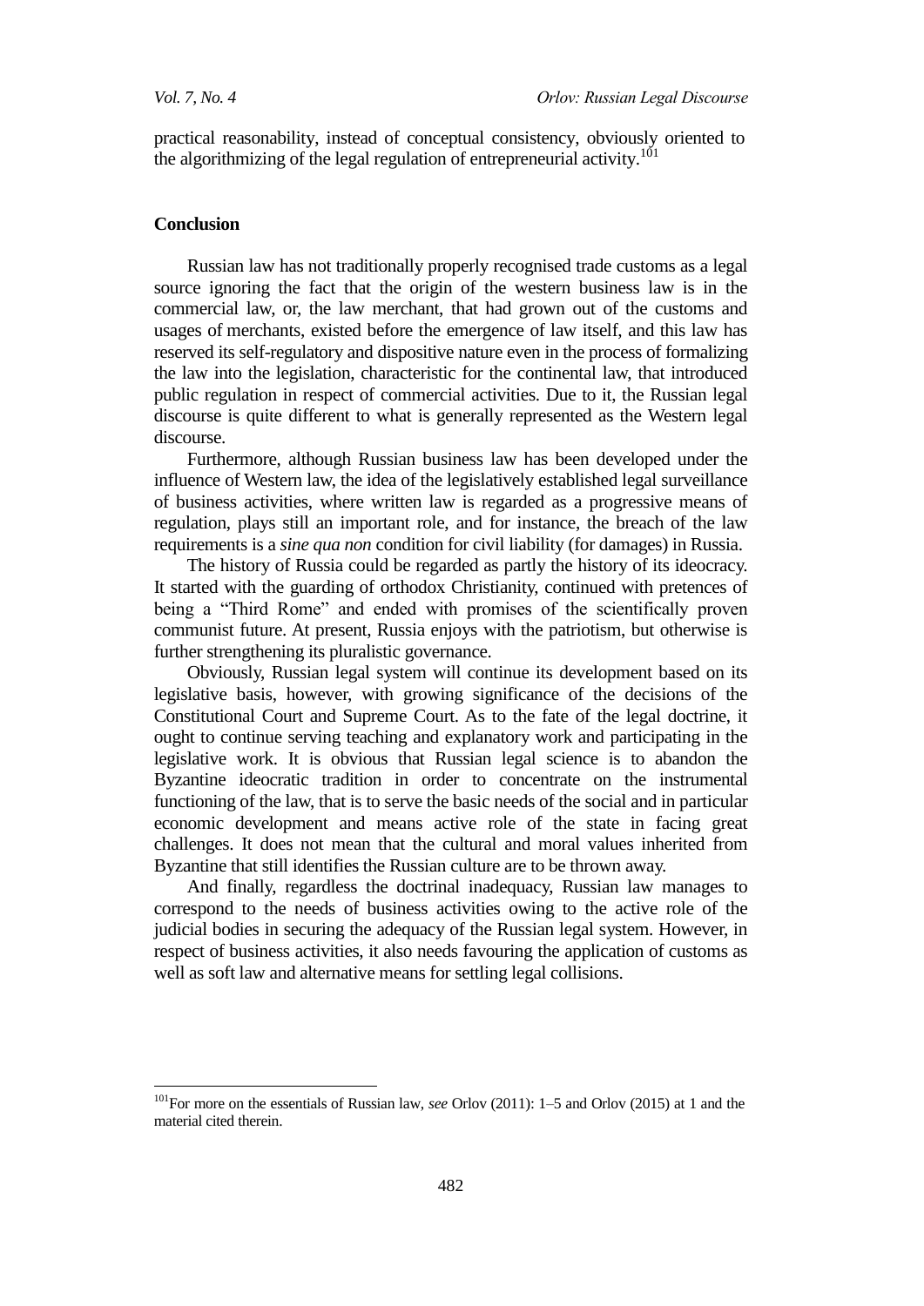practical reasonability, instead of conceptual consistency, obviously oriented to the algorithmizing of the legal regulation of entrepreneurial activity.[101]

## Conclusion

Russian law has not traditionally properly recognised trade customs as a legal source ignoring the fact that the origin of the western business law is in the commercial law, or, the law merchant, that had grown out of the customs and usages of merchants, existed before the emergence of law itself, and this law has reserved its self-regulatory and dispositive nature even in the process of formalizing the law into the legislation, characteristic for the continental law, that introduced public regulation in respect of commercial activities. Due to it, the Russian legal discourse is quite different to what is generally represented as the Western legal discourse.

Furthermore, although Russian business law has been developed under the influence of Western law, the idea of the legislatively established legal surveillance of business activities, where written law is regarded as a progressive means of regulation, plays still an important role, and for instance, the breach of the law requirements is a *sine qua non* condition for civil liability (for damages) in Russia.

The history of Russia could be regarded as partly the history of its ideocracy. It started with the guarding of orthodox Christianity, continued with pretences of being a "Third Rome" and ended with promises of the scientifically proven communist future. At present, Russia enjoys with the patriotism, but otherwise is further strengthening its pluralistic governance.

Obviously, Russian legal system will continue its development based on its legislative basis, however, with growing significance of the decisions of the Constitutional Court and Supreme Court. As to the fate of the legal doctrine, it ought to continue serving teaching and explanatory work and participating in the legislative work. It is obvious that Russian legal science is to abandon the Byzantine ideocratic tradition in order to concentrate on the instrumental functioning of the law, that is to serve the basic needs of the social and in particular economic development and means active role of the state in facing great challenges. It does not mean that the cultural and moral values inherited from Byzantine that still identifies the Russian culture are to be thrown away.

And finally, regardless the doctrinal inadequacy, Russian law manages to correspond to the needs of business activities owing to the active role of the judicial bodies in securing the adequacy of the Russian legal system. However, in respect of business activities, it also needs favouring the application of customs as well as soft law and alternative means for settling legal collisions.

[101]For more on the essentials of Russian law, *see* Orlov (2011): 1–5 and Orlov (2015) at 1 and the material cited therein.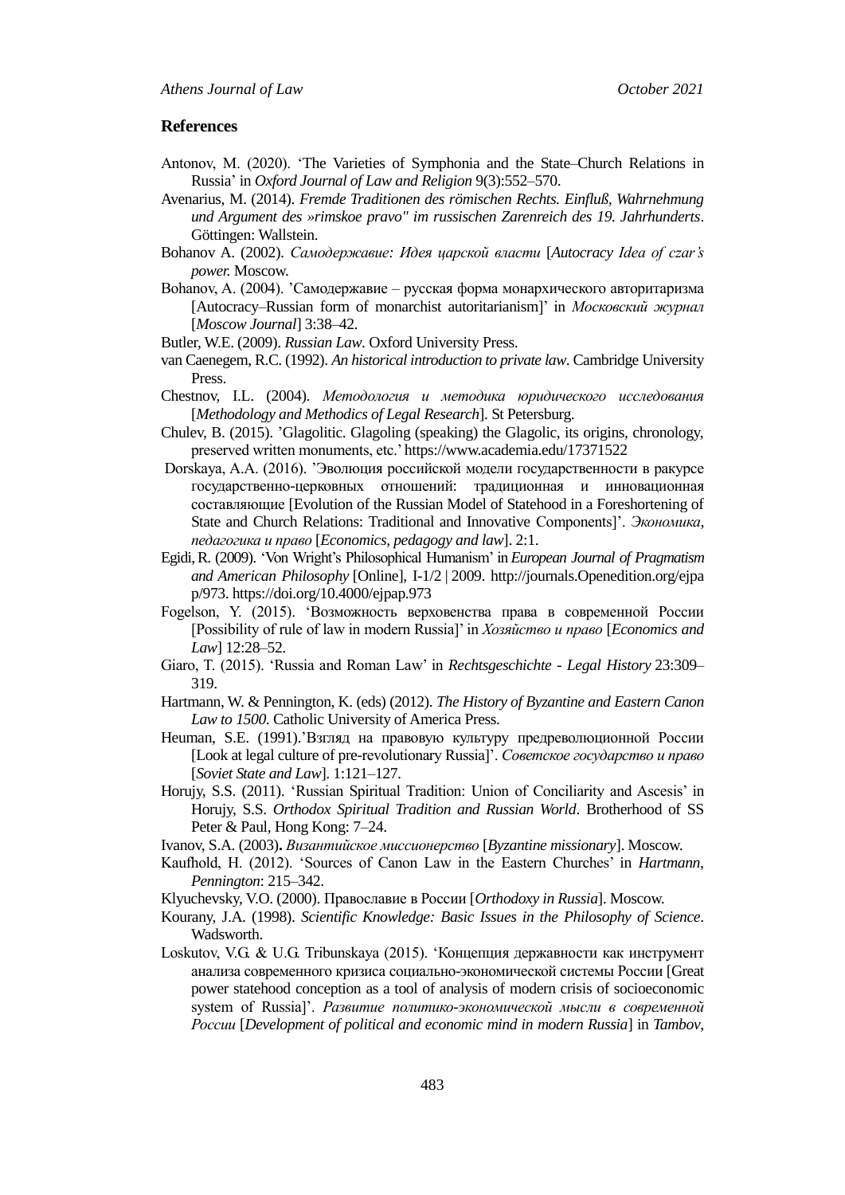## References

Antonov, M. (2020). 'The Varieties of Symphonia and the State–Church Relations in Russia' in *Oxford Journal of Law and Religion* 9(3):552–570.

Avenarius, M. (2014). *Fremde Traditionen des römischen Rechts. Einfluß, Wahrnehmung und Argument des »rimskoe pravo" im russischen Zarenreich des 19. Jahrhunderts*. Göttingen: Wallstein.

Bohanov A. (2002). *Самодержавие: Идея царской власти* [*Autocracy Idea of czar's power.* Moscow.

Bohanov, A. (2004). 'Самодержавие – русская форма монархического авторитаризма [Autocracy–Russian form of monarchist autoritarianism]' in *Московский журнал* [*Moscow Journal*] 3:38–42.

Butler, W.E. (2009). *Russian Law*. Oxford University Press.

van Caenegem, R.C. (1992). *An historical introduction to private law*. Cambridge University Press.

Chestnov, I.L. (2004). *Методология и методика юридического исследования* [*Methodology and Methodics of Legal Research*]. St Petersburg.

Chulev, B. (2015). 'Glagolitic. Glagoling (speaking) the Glagolic, its origins, chronology, preserved written monuments, etc.' https://www.academia.edu/17371522

Dorskaya, A.A. (2016). 'Эволюция российской модели государственности в ракурсе государственно-церковных отношений: традиционная и инновационная составляющие [Evolution of the Russian Model of Statehood in a Foreshortening of State and Church Relations: Traditional and Innovative Components]'. *Экономика, педагогика и право* [*Economics, pedagogy and law*]. 2:1.

Egidi, R. (2009). 'Von Wright's Philosophical Humanism' in *European Journal of Pragmatism and American Philosophy* [Online], I-1/2 | 2009. http://journals.Openedition.org/ejpap/973. https://doi.org/10.4000/ejpap.973

Fogelson, Y. (2015). 'Возможность верховенства права в современной России [Possibility of rule of law in modern Russia]' in *Хозяйство и право* [*Economics and Law*] 12:28–52.

Giaro, T. (2015). 'Russia and Roman Law' in *Rechtsgeschichte - Legal History* 23:309–319.

Hartmann, W. & Pennington, K. (eds) (2012). *The History of Byzantine and Eastern Canon Law to 1500*. Catholic University of America Press.

Heuman, S.E. (1991).'Взгляд на правовую культуру предреволюционной России [Look at legal culture of pre-revolutionary Russia]'. *Советское государство и право* [*Soviet State and Law*]. 1:121–127.

Horujy, S.S. (2011). 'Russian Spiritual Tradition: Union of Conciliarity and Ascesis' in Horujy, S.S. *Orthodox Spiritual Tradition and Russian World*. Brotherhood of SS Peter & Paul, Hong Kong: 7–24.

Ivanov, S.A. (2003)**.** *Византийское миссионерство* [*Byzantine missionary*]. Moscow.

Kaufhold, H. (2012). 'Sources of Canon Law in the Eastern Churches' in *Hartmann, Pennington*: 215–342.

Klyuchevsky, V.O. (2000). Православие в России [*Orthodoxy in Russia*]. Moscow.

Kourany, J.A. (1998). *Scientific Knowledge: Basic Issues in the Philosophy of Science*. Wadsworth.

Loskutov, V.G. & U.G. Tribunskaya (2015). 'Концепция державности как инструмент анализа современного кризиса социально-экономической системы России [Great power statehood conception as a tool of analysis of modern crisis of socioeconomic system of Russia]'. *Развитие политико-экономической мысли в современной России* [*Development of political and economic mind in modern Russia*] in *Tambov*,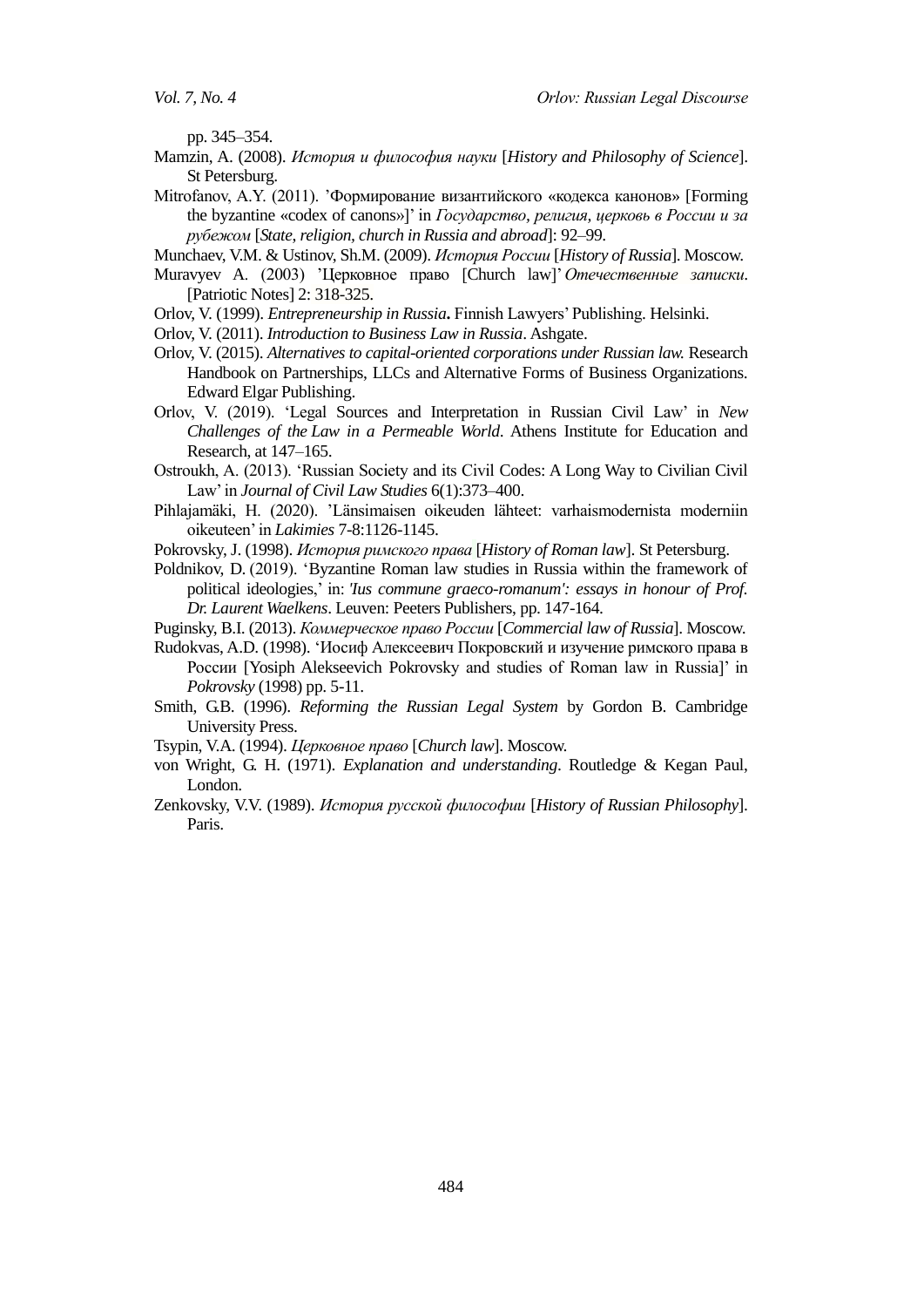pp. 345–354.

Mamzin, A. (2008). *История и философия науки* [*History and Philosophy of Science*]. St Petersburg.

Mitrofanov, A.Y. (2011). 'Формирование византийского «кодекса канонов» [Forming the byzantine «codex of canons»]' in *Государство, религия, церковь в России и за рубежом* [*State, religion, church in Russia and abroad*]: 92–99.

Munchaev, V.M. & Ustinov, Sh.M. (2009). *История России* [*History of Russia*]. Moscow.

Muravyev A. (2003) 'Церковное право [Church law]' *Отечественные записки*. [Patriotic Notes] 2: 318-325.

Orlov, V. (1999). *Entrepreneurship in Russia***.** Finnish Lawyers' Publishing. Helsinki.

Orlov, V. (2011). *Introduction to Business Law in Russia*. Ashgate.

Orlov, V. (2015). *Alternatives to capital-oriented corporations under Russian law.* Research Handbook on Partnerships, LLCs and Alternative Forms of Business Organizations. Edward Elgar Publishing.

Orlov, V. (2019). 'Legal Sources and Interpretation in Russian Civil Law' in *New Challenges of the Law in a Permeable World*. Athens Institute for Education and Research, at 147–165.

Ostroukh, A. (2013). 'Russian Society and its Civil Codes: A Long Way to Civilian Civil Law' in *Journal of Civil Law Studies* 6(1):373–400.

Pihlajamäki, H. (2020). 'Länsimaisen oikeuden lähteet: varhaismodernista moderniin oikeuteen' in *Lakimies* 7-8:1126-1145.

Pokrovsky, J. (1998). *История римского права* [*History of Roman law*]. St Petersburg.

Poldnikov, D. (2019). 'Byzantine Roman law studies in Russia within the framework of political ideologies,' in: *'Ius commune graeco-romanum': essays in honour of Prof. Dr. Laurent Waelkens*. Leuven: Peeters Publishers, pp. 147-164.

Puginsky, B.I. (2013). *Коммерческое право России* [*Commercial law of Russia*]. Moscow.

Rudokvas, A.D. (1998). 'Иосиф Алексеевич Покровский и изучение римского права в России [Yosiph Alekseevich Pokrovsky and studies of Roman law in Russia]' in *Pokrovsky* (1998) pp. 5-11.

Smith, G.B. (1996). *Reforming the Russian Legal System* by Gordon B. Cambridge University Press.

Tsypin, V.A. (1994). *Церковное право* [*Church law*]. Moscow.

von Wright, G. H. (1971). *Explanation and understanding*. Routledge & Kegan Paul, London.

Zenkovsky, V.V. (1989). *История русской философии* [*History of Russian Philosophy*]. Paris.